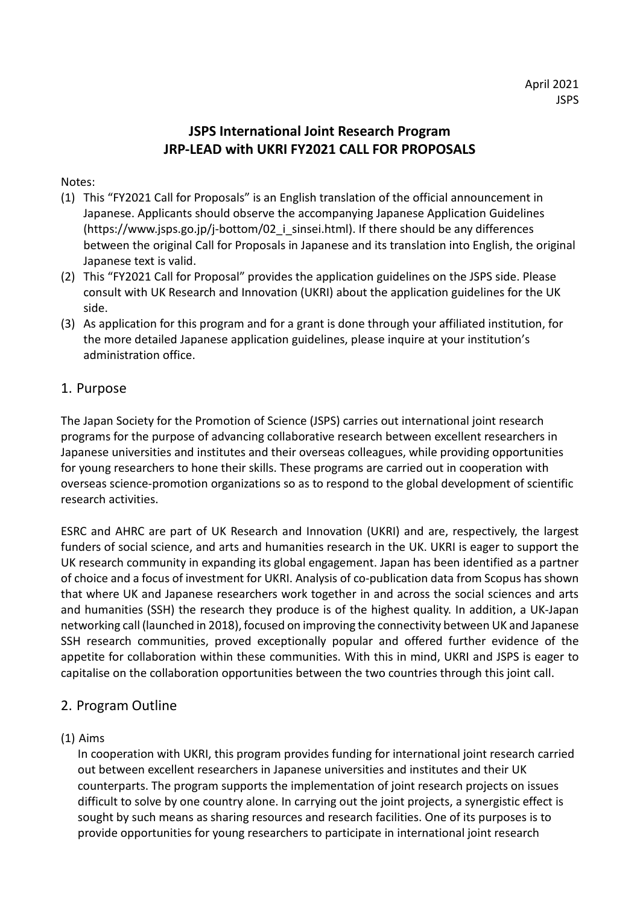April 2021
JSPS

# JSPS International Joint Research Program
# JRP-LEAD with UKRI FY2021 CALL FOR PROPOSALS

Notes:

(1) This "FY2021 Call for Proposals" is an English translation of the official announcement in Japanese. Applicants should observe the accompanying Japanese Application Guidelines (https://www.jsps.go.jp/j-bottom/02_i_sinsei.html). If there should be any differences between the original Call for Proposals in Japanese and its translation into English, the original Japanese text is valid.

(2) This "FY2021 Call for Proposal" provides the application guidelines on the JSPS side. Please consult with UK Research and Innovation (UKRI) about the application guidelines for the UK side.

(3) As application for this program and for a grant is done through your affiliated institution, for the more detailed Japanese application guidelines, please inquire at your institution's administration office.

## 1. Purpose

The Japan Society for the Promotion of Science (JSPS) carries out international joint research programs for the purpose of advancing collaborative research between excellent researchers in Japanese universities and institutes and their overseas colleagues, while providing opportunities for young researchers to hone their skills. These programs are carried out in cooperation with overseas science-promotion organizations so as to respond to the global development of scientific research activities.

ESRC and AHRC are part of UK Research and Innovation (UKRI) and are, respectively, the largest funders of social science, and arts and humanities research in the UK. UKRI is eager to support the UK research community in expanding its global engagement. Japan has been identified as a partner of choice and a focus of investment for UKRI. Analysis of co-publication data from Scopus has shown that where UK and Japanese researchers work together in and across the social sciences and arts and humanities (SSH) the research they produce is of the highest quality. In addition, a UK-Japan networking call (launched in 2018), focused on improving the connectivity between UK and Japanese SSH research communities, proved exceptionally popular and offered further evidence of the appetite for collaboration within these communities. With this in mind, UKRI and JSPS is eager to capitalise on the collaboration opportunities between the two countries through this joint call.

## 2. Program Outline

(1) Aims

In cooperation with UKRI, this program provides funding for international joint research carried out between excellent researchers in Japanese universities and institutes and their UK counterparts. The program supports the implementation of joint research projects on issues difficult to solve by one country alone. In carrying out the joint projects, a synergistic effect is sought by such means as sharing resources and research facilities. One of its purposes is to provide opportunities for young researchers to participate in international joint research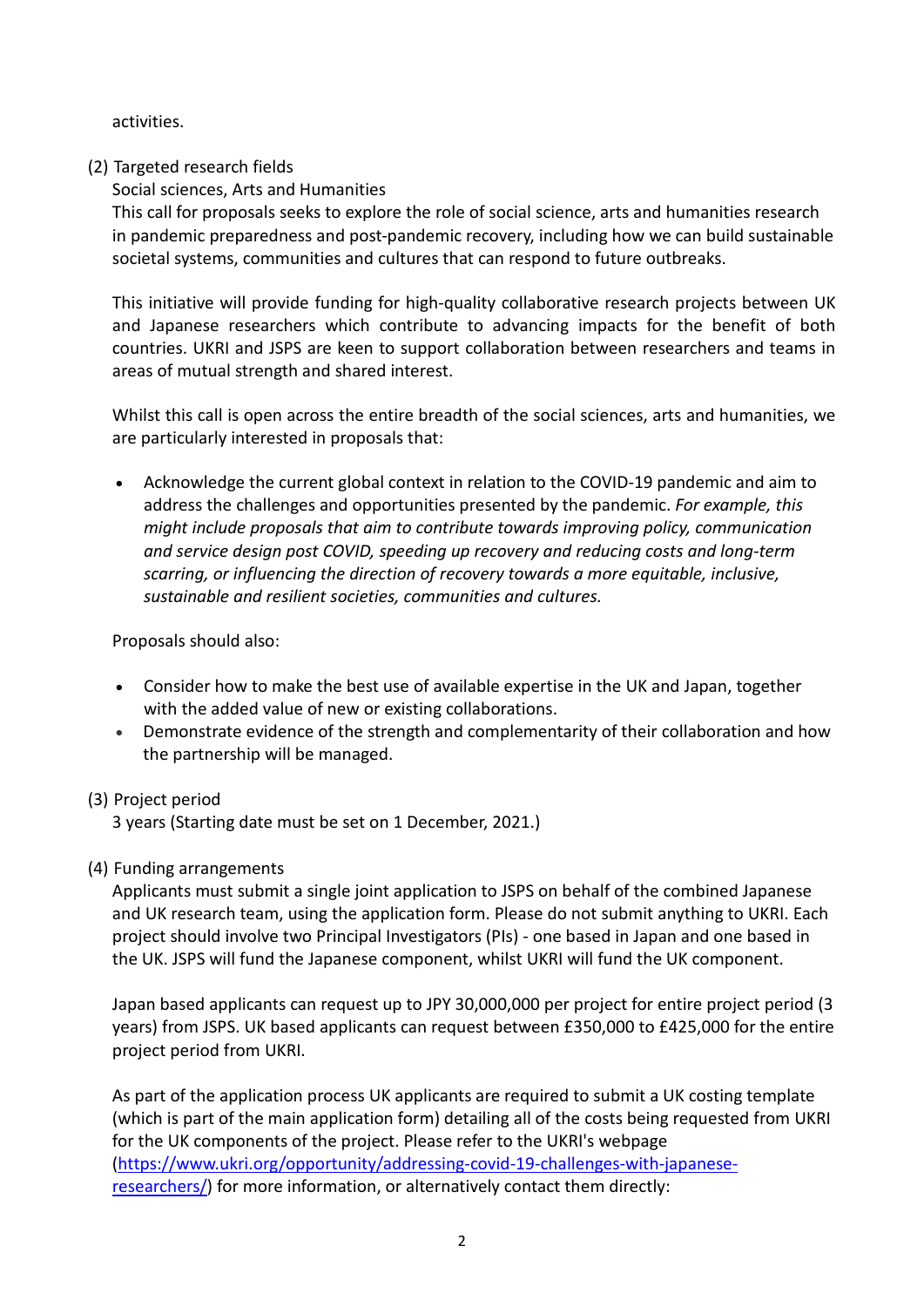activities.

(2) Targeted research fields

Social sciences, Arts and Humanities

This call for proposals seeks to explore the role of social science, arts and humanities research in pandemic preparedness and post-pandemic recovery, including how we can build sustainable societal systems, communities and cultures that can respond to future outbreaks.

This initiative will provide funding for high-quality collaborative research projects between UK and Japanese researchers which contribute to advancing impacts for the benefit of both countries. UKRI and JSPS are keen to support collaboration between researchers and teams in areas of mutual strength and shared interest.

Whilst this call is open across the entire breadth of the social sciences, arts and humanities, we are particularly interested in proposals that:

- Acknowledge the current global context in relation to the COVID-19 pandemic and aim to address the challenges and opportunities presented by the pandemic. *For example, this might include proposals that aim to contribute towards improving policy, communication and service design post COVID, speeding up recovery and reducing costs and long-term scarring, or influencing the direction of recovery towards a more equitable, inclusive, sustainable and resilient societies, communities and cultures.*

Proposals should also:

- Consider how to make the best use of available expertise in the UK and Japan, together with the added value of new or existing collaborations.
- Demonstrate evidence of the strength and complementarity of their collaboration and how the partnership will be managed.

(3) Project period

3 years (Starting date must be set on 1 December, 2021.)

(4) Funding arrangements

Applicants must submit a single joint application to JSPS on behalf of the combined Japanese and UK research team, using the application form. Please do not submit anything to UKRI. Each project should involve two Principal Investigators (PIs) - one based in Japan and one based in the UK. JSPS will fund the Japanese component, whilst UKRI will fund the UK component.

Japan based applicants can request up to JPY 30,000,000 per project for entire project period (3 years) from JSPS. UK based applicants can request between £350,000 to £425,000 for the entire project period from UKRI.

As part of the application process UK applicants are required to submit a UK costing template (which is part of the main application form) detailing all of the costs being requested from UKRI for the UK components of the project. Please refer to the UKRI's webpage (https://www.ukri.org/opportunity/addressing-covid-19-challenges-with-japanese-researchers/) for more information, or alternatively contact them directly: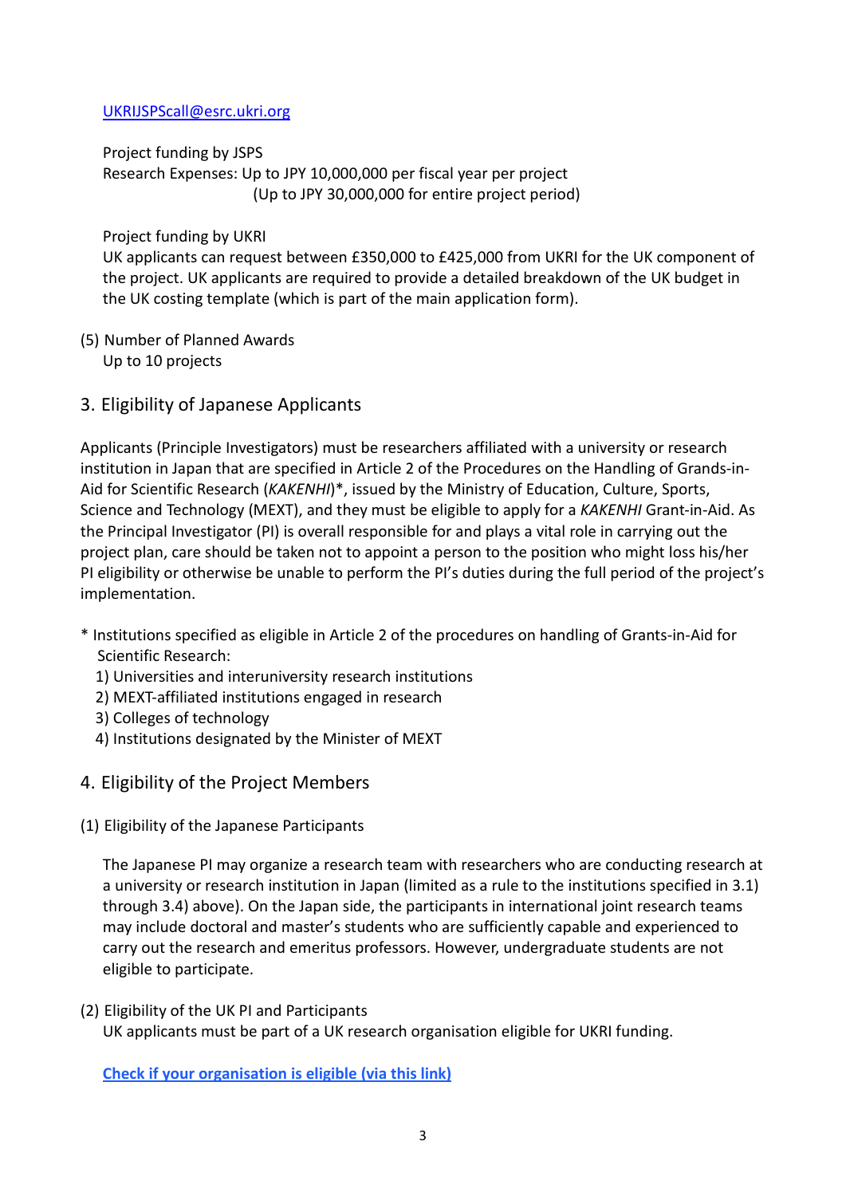[UKRIJSPScall@esrc.ukri.org](mailto:UKRIJSPScall@esrc.ukri.org)

Project funding by JSPS
Research Expenses: Up to JPY 10,000,000 per fiscal year per project
(Up to JPY 30,000,000 for entire project period)

Project funding by UKRI
UK applicants can request between £350,000 to £425,000 from UKRI for the UK component of the project. UK applicants are required to provide a detailed breakdown of the UK budget in the UK costing template (which is part of the main application form).

(5) Number of Planned Awards
Up to 10 projects

## 3. Eligibility of Japanese Applicants

Applicants (Principle Investigators) must be researchers affiliated with a university or research institution in Japan that are specified in Article 2 of the Procedures on the Handling of Grands-in-Aid for Scientific Research (*KAKENHI*)*, issued by the Ministry of Education, Culture, Sports, Science and Technology (MEXT), and they must be eligible to apply for a *KAKENHI* Grant-in-Aid. As the Principal Investigator (PI) is overall responsible for and plays a vital role in carrying out the project plan, care should be taken not to appoint a person to the position who might loss his/her PI eligibility or otherwise be unable to perform the PI's duties during the full period of the project's implementation.

* Institutions specified as eligible in Article 2 of the procedures on handling of Grants-in-Aid for Scientific Research:
  1) Universities and interuniversity research institutions
  2) MEXT-affiliated institutions engaged in research
  3) Colleges of technology
  4) Institutions designated by the Minister of MEXT

## 4. Eligibility of the Project Members

(1) Eligibility of the Japanese Participants

The Japanese PI may organize a research team with researchers who are conducting research at a university or research institution in Japan (limited as a rule to the institutions specified in 3.1) through 3.4) above). On the Japan side, the participants in international joint research teams may include doctoral and master's students who are sufficiently capable and experienced to carry out the research and emeritus professors. However, undergraduate students are not eligible to participate.

(2) Eligibility of the UK PI and Participants
UK applicants must be part of a UK research organisation eligible for UKRI funding.

**Check if your organisation is eligible (via this link)**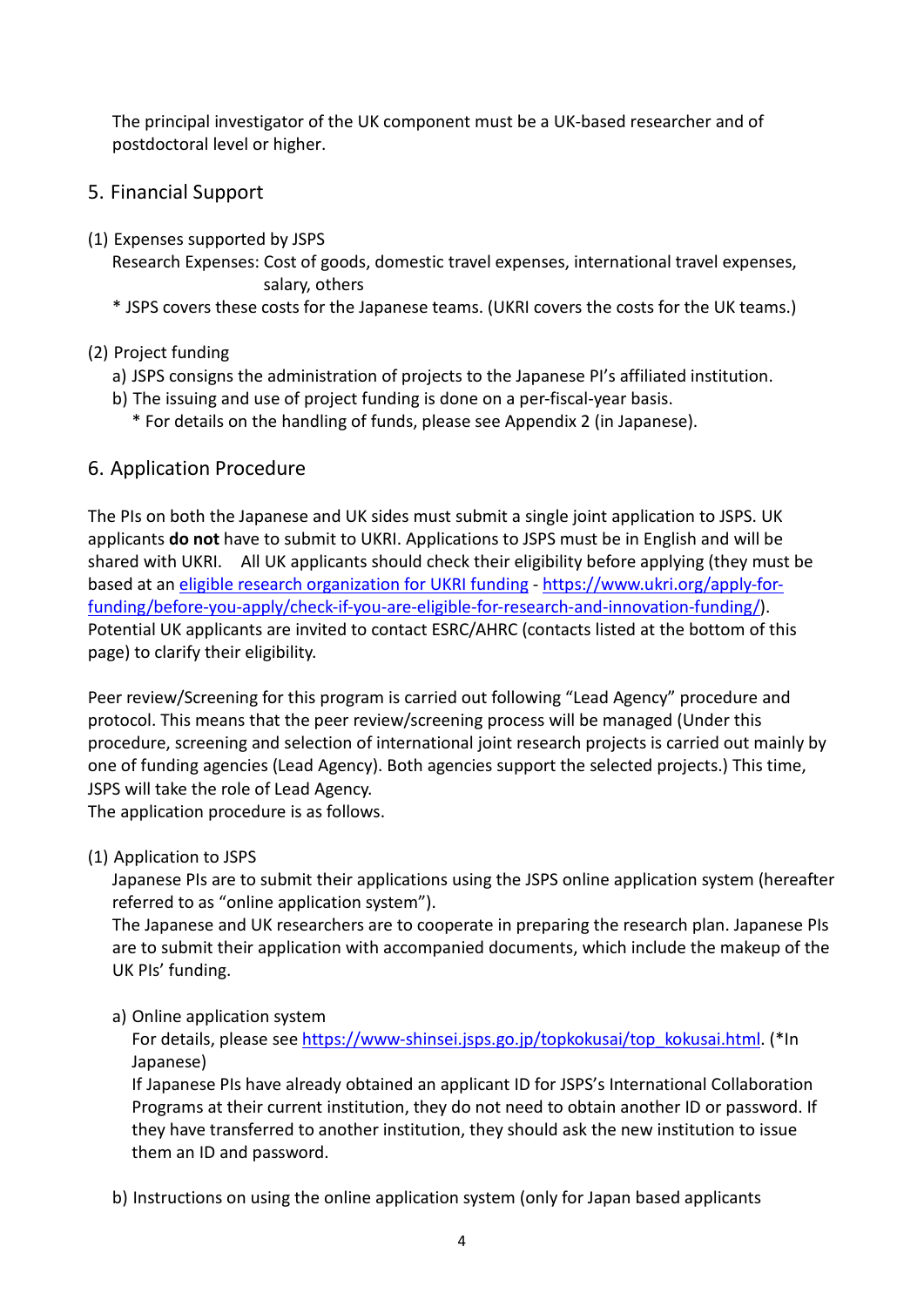The principal investigator of the UK component must be a UK-based researcher and of postdoctoral level or higher.

## 5. Financial Support

(1) Expenses supported by JSPS

Research Expenses: Cost of goods, domestic travel expenses, international travel expenses, salary, others

* JSPS covers these costs for the Japanese teams. (UKRI covers the costs for the UK teams.)

(2) Project funding

a) JSPS consigns the administration of projects to the Japanese PI's affiliated institution.

b) The issuing and use of project funding is done on a per-fiscal-year basis.

* For details on the handling of funds, please see Appendix 2 (in Japanese).

## 6. Application Procedure

The PIs on both the Japanese and UK sides must submit a single joint application to JSPS. UK applicants **do not** have to submit to UKRI. Applications to JSPS must be in English and will be shared with UKRI. All UK applicants should check their eligibility before applying (they must be based at an [eligible research organization for UKRI funding](https://www.ukri.org/apply-for-funding/before-you-apply/check-if-you-are-eligible-for-research-and-innovation-funding/) - [https://www.ukri.org/apply-for-funding/before-you-apply/check-if-you-are-eligible-for-research-and-innovation-funding/](https://www.ukri.org/apply-for-funding/before-you-apply/check-if-you-are-eligible-for-research-and-innovation-funding/)). Potential UK applicants are invited to contact ESRC/AHRC (contacts listed at the bottom of this page) to clarify their eligibility.

Peer review/Screening for this program is carried out following "Lead Agency" procedure and protocol. This means that the peer review/screening process will be managed (Under this procedure, screening and selection of international joint research projects is carried out mainly by one of funding agencies (Lead Agency). Both agencies support the selected projects.) This time, JSPS will take the role of Lead Agency.
The application procedure is as follows.

(1) Application to JSPS

Japanese PIs are to submit their applications using the JSPS online application system (hereafter referred to as "online application system").
The Japanese and UK researchers are to cooperate in preparing the research plan. Japanese PIs are to submit their application with accompanied documents, which include the makeup of the UK PIs' funding.

a) Online application system

For details, please see [https://www-shinsei.jsps.go.jp/topkokusai/top_kokusai.html](https://www-shinsei.jsps.go.jp/topkokusai/top_kokusai.html). (*In Japanese)
If Japanese PIs have already obtained an applicant ID for JSPS's International Collaboration Programs at their current institution, they do not need to obtain another ID or password. If they have transferred to another institution, they should ask the new institution to issue them an ID and password.

b) Instructions on using the online application system (only for Japan based applicants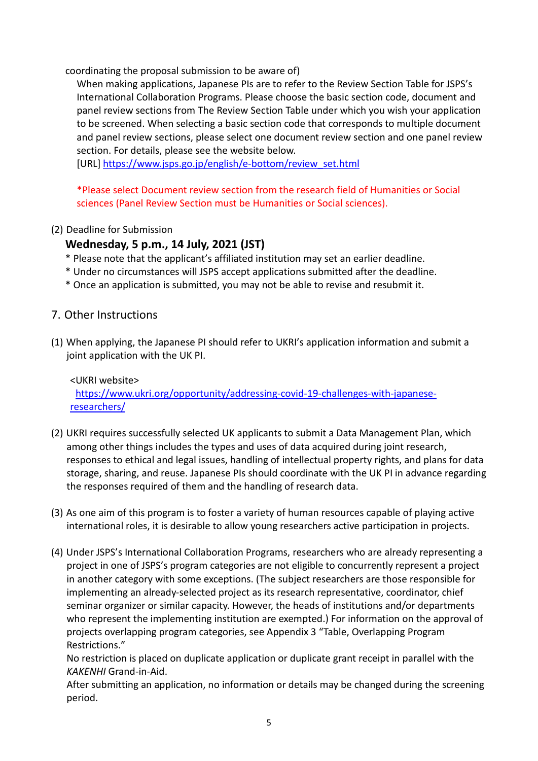coordinating the proposal submission to be aware of)

When making applications, Japanese PIs are to refer to the Review Section Table for JSPS's International Collaboration Programs. Please choose the basic section code, document and panel review sections from The Review Section Table under which you wish your application to be screened. When selecting a basic section code that corresponds to multiple document and panel review sections, please select one document review section and one panel review section. For details, please see the website below.

[URL] https://www.jsps.go.jp/english/e-bottom/review_set.html

*Please select Document review section from the research field of Humanities or Social sciences (Panel Review Section must be Humanities or Social sciences).

(2) Deadline for Submission

**Wednesday, 5 p.m., 14 July, 2021 (JST)**

* Please note that the applicant's affiliated institution may set an earlier deadline.
* Under no circumstances will JSPS accept applications submitted after the deadline.
* Once an application is submitted, you may not be able to revise and resubmit it.

## 7. Other Instructions

(1) When applying, the Japanese PI should refer to UKRI's application information and submit a joint application with the UK PI.

<UKRI website>
https://www.ukri.org/opportunity/addressing-covid-19-challenges-with-japanese-researchers/

(2) UKRI requires successfully selected UK applicants to submit a Data Management Plan, which among other things includes the types and uses of data acquired during joint research, responses to ethical and legal issues, handling of intellectual property rights, and plans for data storage, sharing, and reuse. Japanese PIs should coordinate with the UK PI in advance regarding the responses required of them and the handling of research data.

(3) As one aim of this program is to foster a variety of human resources capable of playing active international roles, it is desirable to allow young researchers active participation in projects.

(4) Under JSPS's International Collaboration Programs, researchers who are already representing a project in one of JSPS's program categories are not eligible to concurrently represent a project in another category with some exceptions. (The subject researchers are those responsible for implementing an already-selected project as its research representative, coordinator, chief seminar organizer or similar capacity. However, the heads of institutions and/or departments who represent the implementing institution are exempted.) For information on the approval of projects overlapping program categories, see Appendix 3 "Table, Overlapping Program Restrictions."

No restriction is placed on duplicate application or duplicate grant receipt in parallel with the *KAKENHI* Grand-in-Aid.

After submitting an application, no information or details may be changed during the screening period.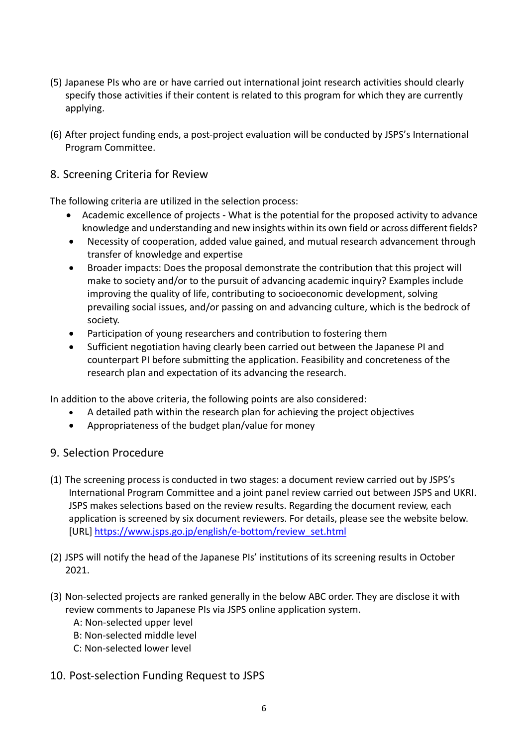(5) Japanese PIs who are or have carried out international joint research activities should clearly specify those activities if their content is related to this program for which they are currently applying.

(6) After project funding ends, a post-project evaluation will be conducted by JSPS's International Program Committee.

## 8. Screening Criteria for Review

The following criteria are utilized in the selection process:

- Academic excellence of projects - What is the potential for the proposed activity to advance knowledge and understanding and new insights within its own field or across different fields?
- Necessity of cooperation, added value gained, and mutual research advancement through transfer of knowledge and expertise
- Broader impacts: Does the proposal demonstrate the contribution that this project will make to society and/or to the pursuit of advancing academic inquiry? Examples include improving the quality of life, contributing to socioeconomic development, solving prevailing social issues, and/or passing on and advancing culture, which is the bedrock of society.
- Participation of young researchers and contribution to fostering them
- Sufficient negotiation having clearly been carried out between the Japanese PI and counterpart PI before submitting the application. Feasibility and concreteness of the research plan and expectation of its advancing the research.

In addition to the above criteria, the following points are also considered:

- A detailed path within the research plan for achieving the project objectives
- Appropriateness of the budget plan/value for money

## 9. Selection Procedure

(1) The screening process is conducted in two stages: a document review carried out by JSPS's International Program Committee and a joint panel review carried out between JSPS and UKRI. JSPS makes selections based on the review results. Regarding the document review, each application is screened by six document reviewers. For details, please see the website below.
[URL] https://www.jsps.go.jp/english/e-bottom/review_set.html

(2) JSPS will notify the head of the Japanese PIs' institutions of its screening results in October 2021.

(3) Non-selected projects are ranked generally in the below ABC order. They are disclose it with review comments to Japanese PIs via JSPS online application system.
A: Non-selected upper level
B: Non-selected middle level
C: Non-selected lower level

## 10. Post-selection Funding Request to JSPS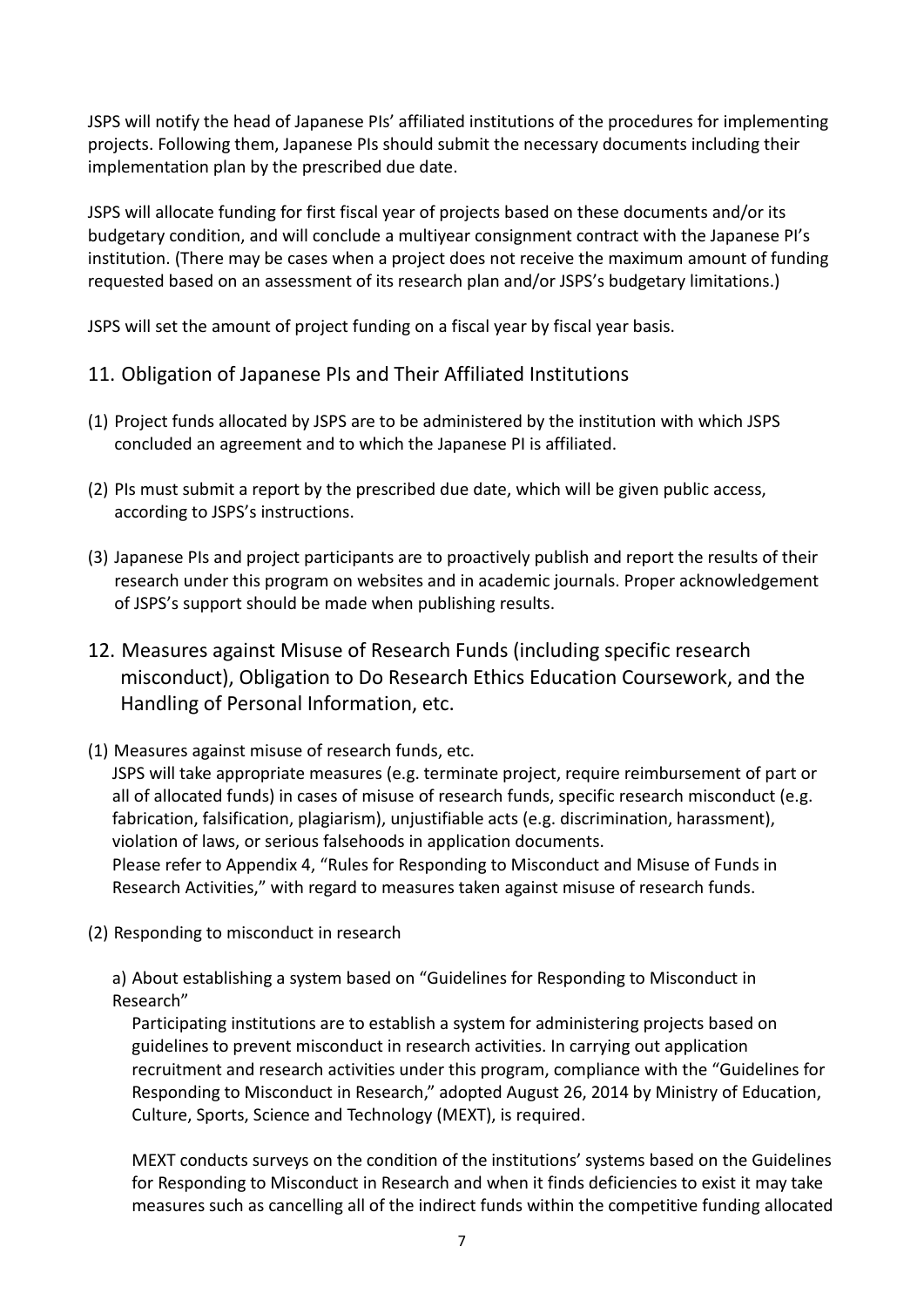JSPS will notify the head of Japanese PIs' affiliated institutions of the procedures for implementing projects. Following them, Japanese PIs should submit the necessary documents including their implementation plan by the prescribed due date.

JSPS will allocate funding for first fiscal year of projects based on these documents and/or its budgetary condition, and will conclude a multiyear consignment contract with the Japanese PI's institution. (There may be cases when a project does not receive the maximum amount of funding requested based on an assessment of its research plan and/or JSPS's budgetary limitations.)

JSPS will set the amount of project funding on a fiscal year by fiscal year basis.

## 11. Obligation of Japanese PIs and Their Affiliated Institutions

(1) Project funds allocated by JSPS are to be administered by the institution with which JSPS concluded an agreement and to which the Japanese PI is affiliated.

(2) PIs must submit a report by the prescribed due date, which will be given public access, according to JSPS's instructions.

(3) Japanese PIs and project participants are to proactively publish and report the results of their research under this program on websites and in academic journals. Proper acknowledgement of JSPS's support should be made when publishing results.

## 12. Measures against Misuse of Research Funds (including specific research misconduct), Obligation to Do Research Ethics Education Coursework, and the Handling of Personal Information, etc.

(1) Measures against misuse of research funds, etc.

JSPS will take appropriate measures (e.g. terminate project, require reimbursement of part or all of allocated funds) in cases of misuse of research funds, specific research misconduct (e.g. fabrication, falsification, plagiarism), unjustifiable acts (e.g. discrimination, harassment), violation of laws, or serious falsehoods in application documents.
Please refer to Appendix 4, "Rules for Responding to Misconduct and Misuse of Funds in Research Activities," with regard to measures taken against misuse of research funds.

(2) Responding to misconduct in research

a) About establishing a system based on "Guidelines for Responding to Misconduct in Research"

Participating institutions are to establish a system for administering projects based on guidelines to prevent misconduct in research activities. In carrying out application recruitment and research activities under this program, compliance with the "Guidelines for Responding to Misconduct in Research," adopted August 26, 2014 by Ministry of Education, Culture, Sports, Science and Technology (MEXT), is required.

MEXT conducts surveys on the condition of the institutions' systems based on the Guidelines for Responding to Misconduct in Research and when it finds deficiencies to exist it may take measures such as cancelling all of the indirect funds within the competitive funding allocated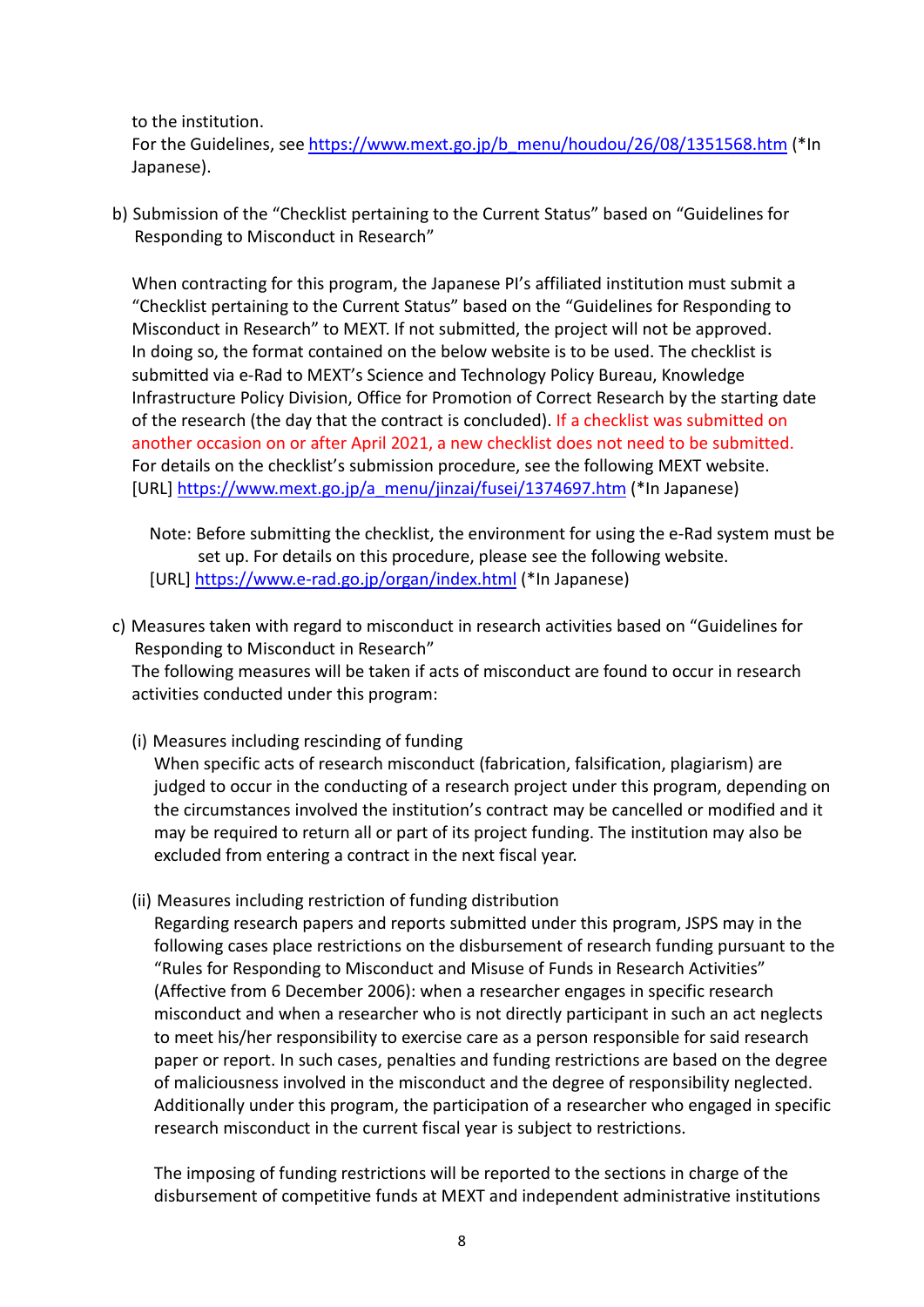to the institution.
For the Guidelines, see https://www.mext.go.jp/b_menu/houdou/26/08/1351568.htm (*In Japanese).

b) Submission of the "Checklist pertaining to the Current Status" based on "Guidelines for Responding to Misconduct in Research"

When contracting for this program, the Japanese PI's affiliated institution must submit a "Checklist pertaining to the Current Status" based on the "Guidelines for Responding to Misconduct in Research" to MEXT. If not submitted, the project will not be approved. In doing so, the format contained on the below website is to be used. The checklist is submitted via e-Rad to MEXT's Science and Technology Policy Bureau, Knowledge Infrastructure Policy Division, Office for Promotion of Correct Research by the starting date of the research (the day that the contract is concluded). If a checklist was submitted on another occasion on or after April 2021, a new checklist does not need to be submitted. For details on the checklist's submission procedure, see the following MEXT website.
[URL] https://www.mext.go.jp/a_menu/jinzai/fusei/1374697.htm (*In Japanese)

Note: Before submitting the checklist, the environment for using the e-Rad system must be set up. For details on this procedure, please see the following website.
[URL] https://www.e-rad.go.jp/organ/index.html (*In Japanese)

c) Measures taken with regard to misconduct in research activities based on "Guidelines for Responding to Misconduct in Research"
The following measures will be taken if acts of misconduct are found to occur in research activities conducted under this program:

(i) Measures including rescinding of funding
When specific acts of research misconduct (fabrication, falsification, plagiarism) are judged to occur in the conducting of a research project under this program, depending on the circumstances involved the institution's contract may be cancelled or modified and it may be required to return all or part of its project funding. The institution may also be excluded from entering a contract in the next fiscal year.

(ii) Measures including restriction of funding distribution
Regarding research papers and reports submitted under this program, JSPS may in the following cases place restrictions on the disbursement of research funding pursuant to the "Rules for Responding to Misconduct and Misuse of Funds in Research Activities" (Affective from 6 December 2006): when a researcher engages in specific research misconduct and when a researcher who is not directly participant in such an act neglects to meet his/her responsibility to exercise care as a person responsible for said research paper or report. In such cases, penalties and funding restrictions are based on the degree of maliciousness involved in the misconduct and the degree of responsibility neglected. Additionally under this program, the participation of a researcher who engaged in specific research misconduct in the current fiscal year is subject to restrictions.

The imposing of funding restrictions will be reported to the sections in charge of the disbursement of competitive funds at MEXT and independent administrative institutions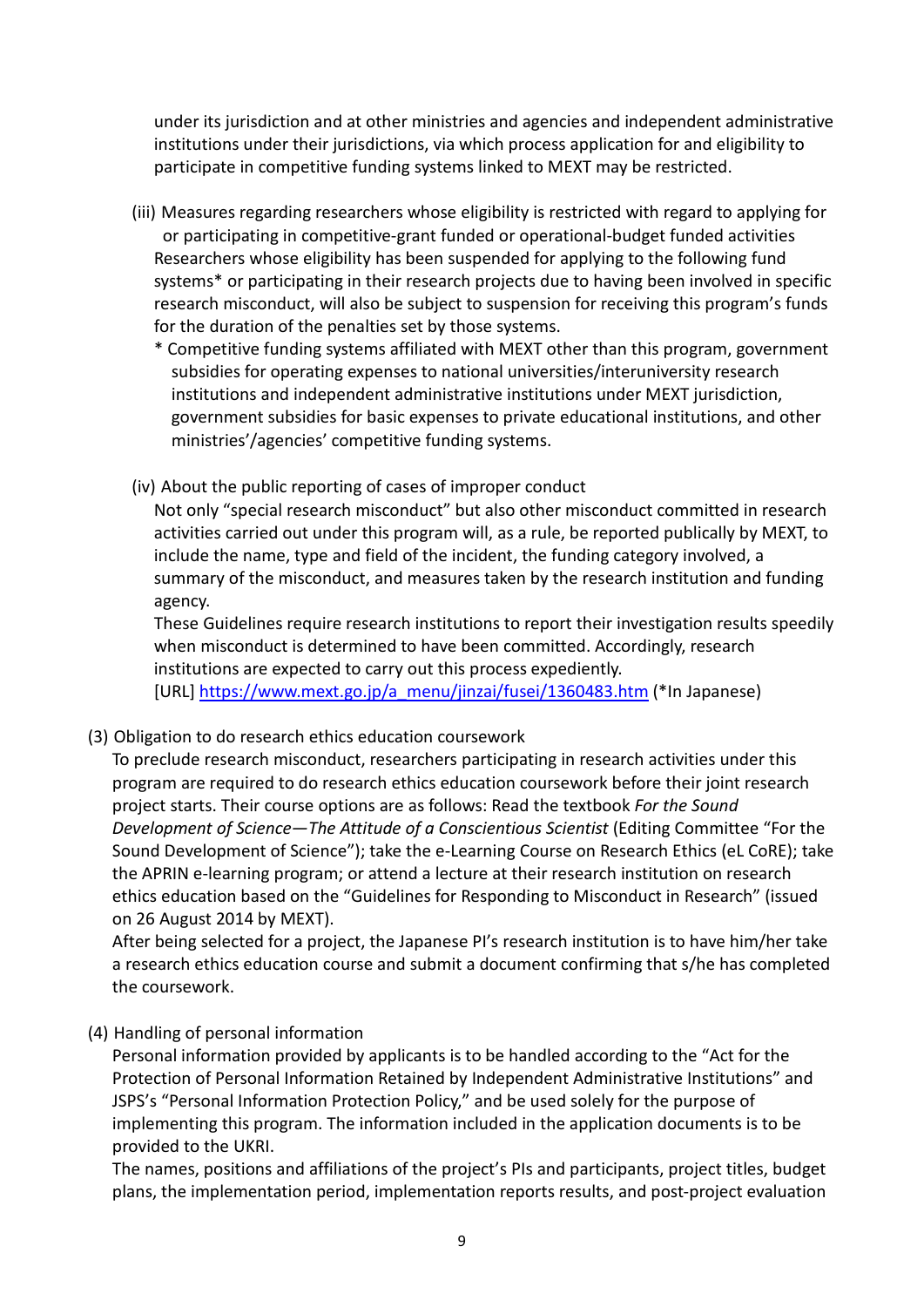under its jurisdiction and at other ministries and agencies and independent administrative institutions under their jurisdictions, via which process application for and eligibility to participate in competitive funding systems linked to MEXT may be restricted.

(iii) Measures regarding researchers whose eligibility is restricted with regard to applying for or participating in competitive-grant funded or operational-budget funded activities

Researchers whose eligibility has been suspended for applying to the following fund systems* or participating in their research projects due to having been involved in specific research misconduct, will also be subject to suspension for receiving this program's funds for the duration of the penalties set by those systems.

\* Competitive funding systems affiliated with MEXT other than this program, government subsidies for operating expenses to national universities/interuniversity research institutions and independent administrative institutions under MEXT jurisdiction, government subsidies for basic expenses to private educational institutions, and other ministries'/agencies' competitive funding systems.

(iv) About the public reporting of cases of improper conduct

Not only "special research misconduct" but also other misconduct committed in research activities carried out under this program will, as a rule, be reported publically by MEXT, to include the name, type and field of the incident, the funding category involved, a summary of the misconduct, and measures taken by the research institution and funding agency.

These Guidelines require research institutions to report their investigation results speedily when misconduct is determined to have been committed. Accordingly, research institutions are expected to carry out this process expediently.

[URL] https://www.mext.go.jp/a_menu/jinzai/fusei/1360483.htm (*In Japanese)

(3) Obligation to do research ethics education coursework

To preclude research misconduct, researchers participating in research activities under this program are required to do research ethics education coursework before their joint research project starts. Their course options are as follows: Read the textbook *For the Sound Development of Science—The Attitude of a Conscientious Scientist* (Editing Committee "For the Sound Development of Science"); take the e-Learning Course on Research Ethics (eL CoRE); take the APRIN e-learning program; or attend a lecture at their research institution on research ethics education based on the "Guidelines for Responding to Misconduct in Research" (issued on 26 August 2014 by MEXT).

After being selected for a project, the Japanese PI's research institution is to have him/her take a research ethics education course and submit a document confirming that s/he has completed the coursework.

(4) Handling of personal information

Personal information provided by applicants is to be handled according to the "Act for the Protection of Personal Information Retained by Independent Administrative Institutions" and JSPS's "Personal Information Protection Policy," and be used solely for the purpose of implementing this program. The information included in the application documents is to be provided to the UKRI.

The names, positions and affiliations of the project's PIs and participants, project titles, budget plans, the implementation period, implementation reports results, and post-project evaluation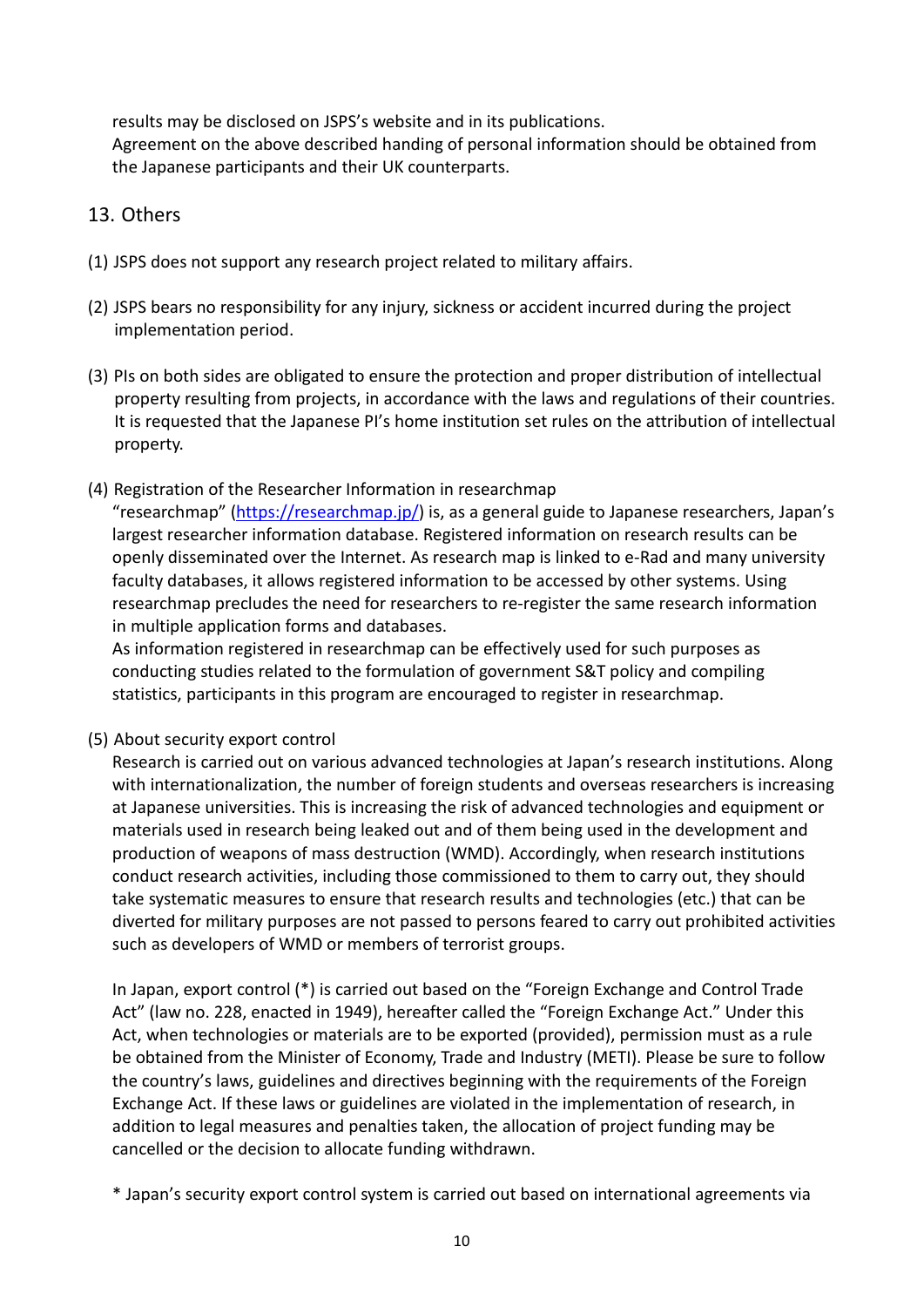results may be disclosed on JSPS's website and in its publications.
Agreement on the above described handing of personal information should be obtained from the Japanese participants and their UK counterparts.

## 13. Others

(1) JSPS does not support any research project related to military affairs.

(2) JSPS bears no responsibility for any injury, sickness or accident incurred during the project implementation period.

(3) PIs on both sides are obligated to ensure the protection and proper distribution of intellectual property resulting from projects, in accordance with the laws and regulations of their countries. It is requested that the Japanese PI's home institution set rules on the attribution of intellectual property.

(4) Registration of the Researcher Information in researchmap

"researchmap" (https://researchmap.jp/) is, as a general guide to Japanese researchers, Japan's largest researcher information database. Registered information on research results can be openly disseminated over the Internet. As research map is linked to e-Rad and many university faculty databases, it allows registered information to be accessed by other systems. Using researchmap precludes the need for researchers to re-register the same research information in multiple application forms and databases.

As information registered in researchmap can be effectively used for such purposes as conducting studies related to the formulation of government S&T policy and compiling statistics, participants in this program are encouraged to register in researchmap.

(5) About security export control

Research is carried out on various advanced technologies at Japan's research institutions. Along with internationalization, the number of foreign students and overseas researchers is increasing at Japanese universities. This is increasing the risk of advanced technologies and equipment or materials used in research being leaked out and of them being used in the development and production of weapons of mass destruction (WMD). Accordingly, when research institutions conduct research activities, including those commissioned to them to carry out, they should take systematic measures to ensure that research results and technologies (etc.) that can be diverted for military purposes are not passed to persons feared to carry out prohibited activities such as developers of WMD or members of terrorist groups.

In Japan, export control (*) is carried out based on the "Foreign Exchange and Control Trade Act" (law no. 228, enacted in 1949), hereafter called the "Foreign Exchange Act." Under this Act, when technologies or materials are to be exported (provided), permission must as a rule be obtained from the Minister of Economy, Trade and Industry (METI). Please be sure to follow the country's laws, guidelines and directives beginning with the requirements of the Foreign Exchange Act. If these laws or guidelines are violated in the implementation of research, in addition to legal measures and penalties taken, the allocation of project funding may be cancelled or the decision to allocate funding withdrawn.

* Japan's security export control system is carried out based on international agreements via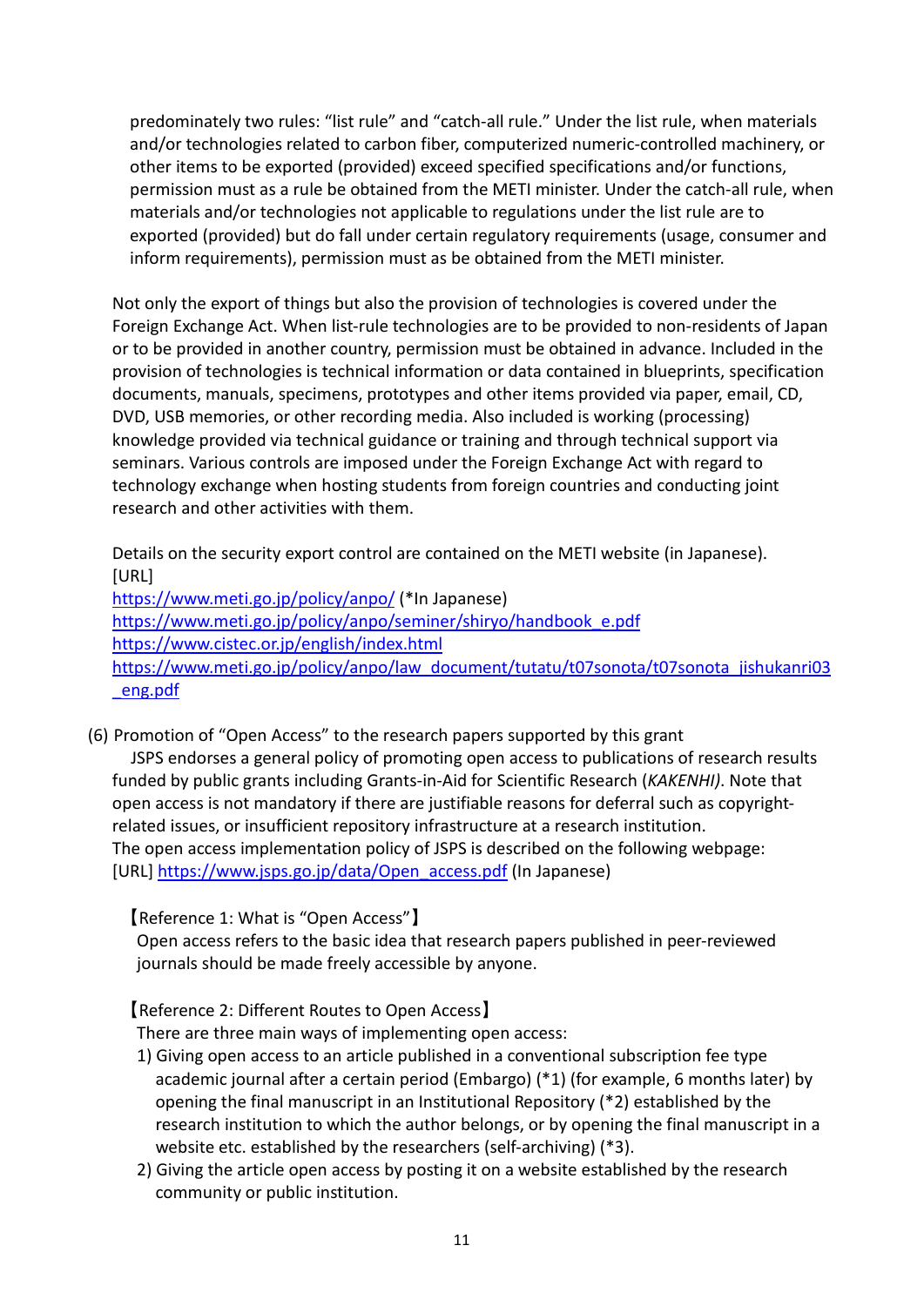predominately two rules: “list rule” and “catch-all rule.” Under the list rule, when materials and/or technologies related to carbon fiber, computerized numeric-controlled machinery, or other items to be exported (provided) exceed specified specifications and/or functions, permission must as a rule be obtained from the METI minister. Under the catch-all rule, when materials and/or technologies not applicable to regulations under the list rule are to exported (provided) but do fall under certain regulatory requirements (usage, consumer and inform requirements), permission must as be obtained from the METI minister.

Not only the export of things but also the provision of technologies is covered under the Foreign Exchange Act. When list-rule technologies are to be provided to non-residents of Japan or to be provided in another country, permission must be obtained in advance. Included in the provision of technologies is technical information or data contained in blueprints, specification documents, manuals, specimens, prototypes and other items provided via paper, email, CD, DVD, USB memories, or other recording media. Also included is working (processing) knowledge provided via technical guidance or training and through technical support via seminars. Various controls are imposed under the Foreign Exchange Act with regard to technology exchange when hosting students from foreign countries and conducting joint research and other activities with them.

Details on the security export control are contained on the METI website (in Japanese).
[URL]
https://www.meti.go.jp/policy/anpo/ (*In Japanese)
https://www.meti.go.jp/policy/anpo/seminer/shiryo/handbook_e.pdf
https://www.cistec.or.jp/english/index.html
https://www.meti.go.jp/policy/anpo/law_document/tutatu/t07sonota/t07sonota_jishukanri03_eng.pdf

(6) Promotion of “Open Access” to the research papers supported by this grant

JSPS endorses a general policy of promoting open access to publications of research results funded by public grants including Grants-in-Aid for Scientific Research (*KAKENHI)*. Note that open access is not mandatory if there are justifiable reasons for deferral such as copyright-related issues, or insufficient repository infrastructure at a research institution.
The open access implementation policy of JSPS is described on the following webpage:
[URL] https://www.jsps.go.jp/data/Open_access.pdf (In Japanese)

【Reference 1: What is “Open Access”】
Open access refers to the basic idea that research papers published in peer-reviewed journals should be made freely accessible by anyone.

【Reference 2: Different Routes to Open Access】
There are three main ways of implementing open access:

1) Giving open access to an article published in a conventional subscription fee type academic journal after a certain period (Embargo) (*1) (for example, 6 months later) by opening the final manuscript in an Institutional Repository (*2) established by the research institution to which the author belongs, or by opening the final manuscript in a website etc. established by the researchers (self-archiving) (*3).
2) Giving the article open access by posting it on a website established by the research community or public institution.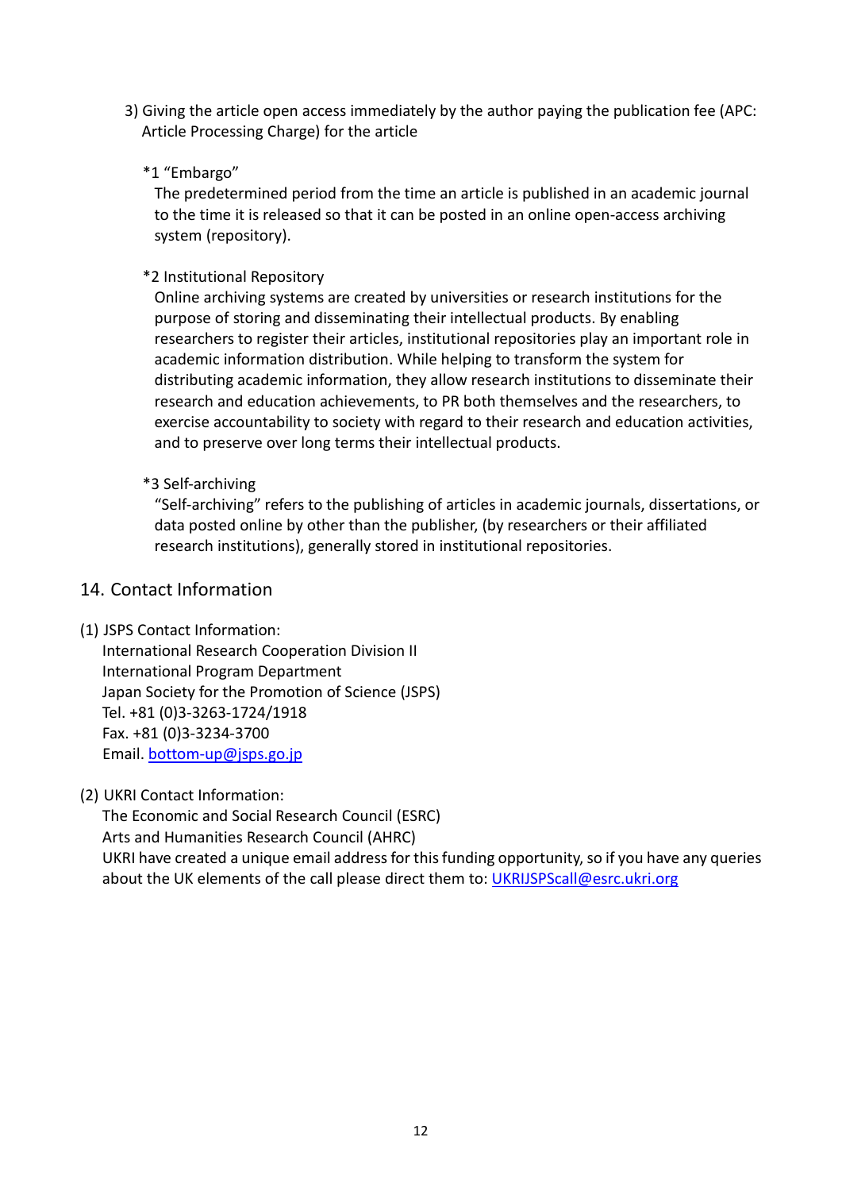3) Giving the article open access immediately by the author paying the publication fee (APC: Article Processing Charge) for the article

*1 "Embargo"
The predetermined period from the time an article is published in an academic journal to the time it is released so that it can be posted in an online open-access archiving system (repository).

*2 Institutional Repository
Online archiving systems are created by universities or research institutions for the purpose of storing and disseminating their intellectual products. By enabling researchers to register their articles, institutional repositories play an important role in academic information distribution. While helping to transform the system for distributing academic information, they allow research institutions to disseminate their research and education achievements, to PR both themselves and the researchers, to exercise accountability to society with regard to their research and education activities, and to preserve over long terms their intellectual products.

*3 Self-archiving
"Self-archiving" refers to the publishing of articles in academic journals, dissertations, or data posted online by other than the publisher, (by researchers or their affiliated research institutions), generally stored in institutional repositories.

## 14. Contact Information

(1) JSPS Contact Information:
International Research Cooperation Division II
International Program Department
Japan Society for the Promotion of Science (JSPS)
Tel. +81 (0)3-3263-1724/1918
Fax. +81 (0)3-3234-3700
Email. bottom-up@jsps.go.jp

(2) UKRI Contact Information:
The Economic and Social Research Council (ESRC)
Arts and Humanities Research Council (AHRC)
UKRI have created a unique email address for this funding opportunity, so if you have any queries about the UK elements of the call please direct them to: UKRIJSPScall@esrc.ukri.org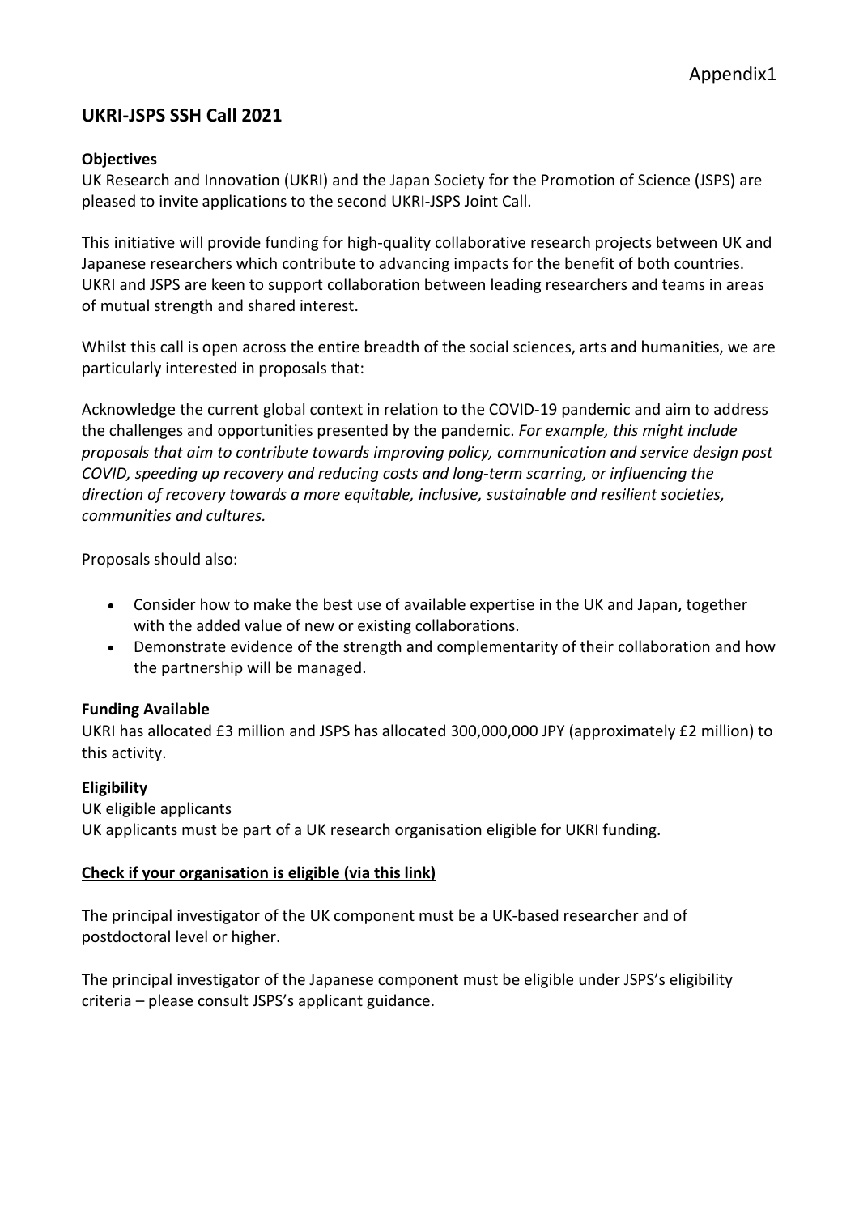Appendix1

## UKRI-JSPS SSH Call 2021

**Objectives**

UK Research and Innovation (UKRI) and the Japan Society for the Promotion of Science (JSPS) are pleased to invite applications to the second UKRI-JSPS Joint Call.

This initiative will provide funding for high-quality collaborative research projects between UK and Japanese researchers which contribute to advancing impacts for the benefit of both countries. UKRI and JSPS are keen to support collaboration between leading researchers and teams in areas of mutual strength and shared interest.

Whilst this call is open across the entire breadth of the social sciences, arts and humanities, we are particularly interested in proposals that:

Acknowledge the current global context in relation to the COVID-19 pandemic and aim to address the challenges and opportunities presented by the pandemic. *For example, this might include proposals that aim to contribute towards improving policy, communication and service design post COVID, speeding up recovery and reducing costs and long-term scarring, or influencing the direction of recovery towards a more equitable, inclusive, sustainable and resilient societies, communities and cultures.*

Proposals should also:

- Consider how to make the best use of available expertise in the UK and Japan, together with the added value of new or existing collaborations.
- Demonstrate evidence of the strength and complementarity of their collaboration and how the partnership will be managed.

**Funding Available**

UKRI has allocated £3 million and JSPS has allocated 300,000,000 JPY (approximately £2 million) to this activity.

**Eligibility**

UK eligible applicants

UK applicants must be part of a UK research organisation eligible for UKRI funding.

**Check if your organisation is eligible (via this link)**

The principal investigator of the UK component must be a UK-based researcher and of postdoctoral level or higher.

The principal investigator of the Japanese component must be eligible under JSPS's eligibility criteria – please consult JSPS's applicant guidance.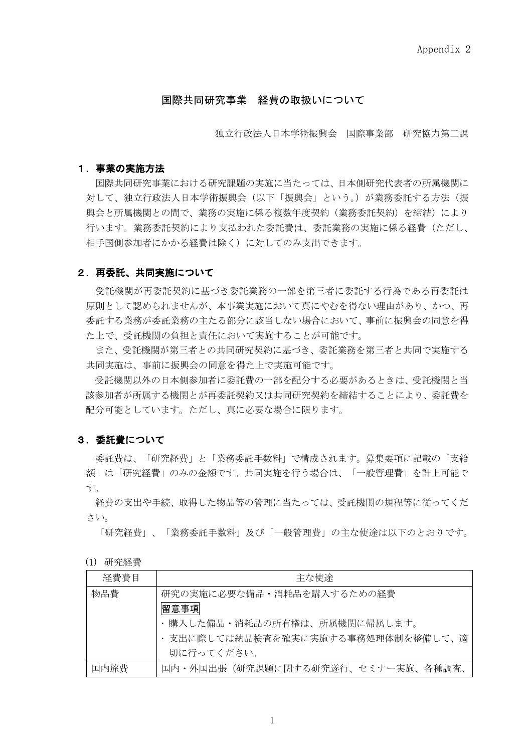Appendix 2

# 国際共同研究事業　経費の取扱いについて

独立行政法人日本学術振興会　国際事業部　研究協力第二課

## １．事業の実施方法

国際共同研究事業における研究課題の実施に当たっては、日本側研究代表者の所属機関に対して、独立行政法人日本学術振興会（以下「振興会」という。）が業務委託する方法（振興会と所属機関との間で、業務の実施に係る複数年度契約（業務委託契約）を締結）により行います。業務委託契約により支払われた委託費は、委託業務の実施に係る経費（ただし、相手国側参加者にかかる経費は除く）に対してのみ支出できます。

## ２．再委託、共同実施について

受託機関が再委託契約に基づき委託業務の一部を第三者に委託する行為である再委託は原則として認められませんが、本事業実施において真にやむを得ない理由があり、かつ、再委託する業務が委託業務の主たる部分に該当しない場合において、事前に振興会の同意を得た上で、受託機関の負担と責任において実施することが可能です。

また、受託機関が第三者との共同研究契約に基づき、委託業務を第三者と共同で実施する共同実施は、事前に振興会の同意を得た上で実施可能です。

受託機関以外の日本側参加者に委託費の一部を配分する必要があるときは、受託機関と当該参加者が所属する機関とが再委託契約又は共同研究契約を締結することにより、委託費を配分可能としています。ただし、真に必要な場合に限ります。

## ３．委託費について

委託費は、「研究経費」と「業務委託手数料」で構成されます。募集要項に記載の「支給額」は「研究経費」のみの金額です。共同実施を行う場合は、「一般管理費」を計上可能です。

経費の支出や手続、取得した物品等の管理に当たっては、受託機関の規程等に従ってください。

「研究経費」、「業務委託手数料」及び「一般管理費」の主な使途は以下のとおりです。

(1) 研究経費

| 経費費目 | 主な使途 |
|---|---|
| 物品費 | 研究の実施に必要な備品・消耗品を購入するための経費<br>**留意事項**<br>・購入した備品・消耗品の所有権は、所属機関に帰属します。<br>・支出に際しては納品検査を確実に実施する事務処理体制を整備して、適切に行ってください。 |
| 国内旅費 | 国内・外国出張（研究課題に関する研究遂行、セミナー実施、各種調査、 |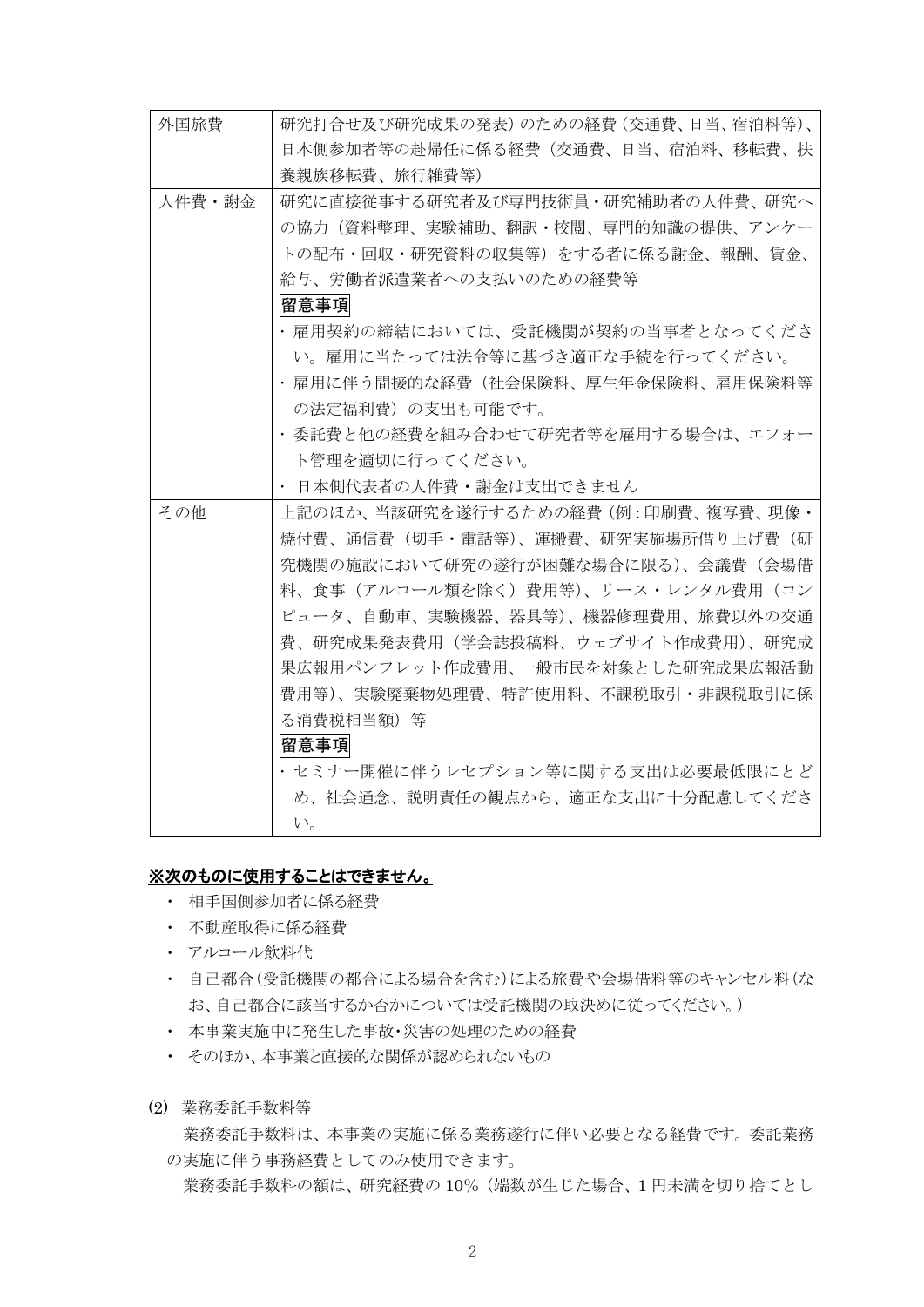| 外国旅費 | 研究打合せ及び研究成果の発表）のための経費（交通費、日当、宿泊料等）、日本側参加者等の赴帰任に係る経費（交通費、日当、宿泊料、移転費、扶養親族移転費、旅行雑費等） |
|---|---|
| 人件費・謝金 | 研究に直接従事する研究者及び専門技術員・研究補助者の人件費、研究への協力（資料整理、実験補助、翻訳・校閲、専門的知識の提供、アンケートの配布・回収・研究資料の収集等）をする者に係る謝金、報酬、賃金、給与、労働者派遣業者への支払いのための経費等<br>**留意事項**<br>・雇用契約の締結においては、受託機関が契約の当事者となってください。雇用に当たっては法令等に基づき適正な手続を行ってください。<br>・雇用に伴う間接的な経費（社会保険料、厚生年金保険料、雇用保険料等の法定福利費）の支出も可能です。<br>・委託費と他の経費を組み合わせて研究者等を雇用する場合は、エフォート管理を適切に行ってください。<br>・ 日本側代表者の人件費・謝金は支出できません |
| その他 | 上記のほか、当該研究を遂行するための経費（例：印刷費、複写費、現像・焼付費、通信費（切手・電話等）、運搬費、研究実施場所借り上げ費（研究機関の施設において研究の遂行が困難な場合に限る）、会議費（会場借料、食事（アルコール類を除く）費用等）、リース・レンタル費用（コンピュータ、自動車、実験機器、器具等）、機器修理費用、旅費以外の交通費、研究成果発表費用（学会誌投稿料、ウェブサイト作成費用）、研究成果広報用パンフレット作成費用、一般市民を対象とした研究成果広報活動費用等）、実験廃棄物処理費、特許使用料、不課税取引・非課税取引に係る消費税相当額）等<br>**留意事項**<br>・セミナー開催に伴うレセプション等に関する支出は必要最低限にとどめ、社会通念、説明責任の観点から、適正な支出に十分配慮してください。 |

**<u>※次のものに使用することはできません。</u>**

- 相手国側参加者に係る経費
- 不動産取得に係る経費
- アルコール飲料代
- 自己都合（受託機関の都合による場合を含む）による旅費や会場借料等のキャンセル料（なお、自己都合に該当するか否かについては受託機関の取決めに従ってください。）
- 本事業実施中に発生した事故・災害の処理のための経費
- そのほか、本事業と直接的な関係が認められないもの

(2) 業務委託手数料等

業務委託手数料は、本事業の実施に係る業務遂行に伴い必要となる経費です。委託業務の実施に伴う事務経費としてのみ使用できます。

業務委託手数料の額は、研究経費の 10%（端数が生じた場合、1 円未満を切り捨てとし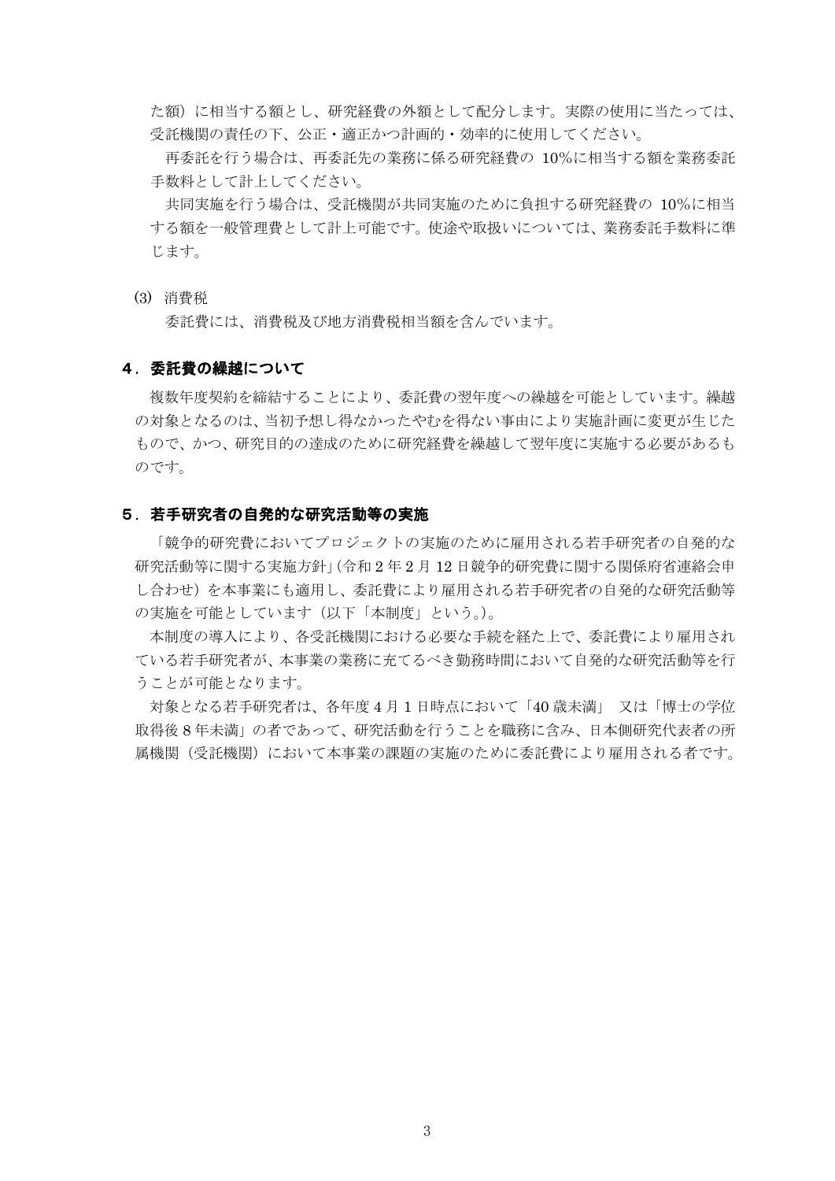た額）に相当する額とし、研究経費の外額として配分します。実際の使用に当たっては、受託機関の責任の下、公正・適正かつ計画的・効率的に使用してください。

再委託を行う場合は、再委託先の業務に係る研究経費の 10％に相当する額を業務委託手数料として計上してください。

共同実施を行う場合は、受託機関が共同実施のために負担する研究経費の 10％に相当する額を一般管理費として計上可能です。使途や取扱いについては、業務委託手数料に準じます。

(3) 消費税

委託費には、消費税及び地方消費税相当額を含んでいます。

## ４．委託費の繰越について

複数年度契約を締結することにより、委託費の翌年度への繰越を可能としています。繰越の対象となるのは、当初予想し得なかったやむを得ない事由により実施計画に変更が生じたもので、かつ、研究目的の達成のために研究経費を繰越して翌年度に実施する必要があるものです。

## ５．若手研究者の自発的な研究活動等の実施

「競争的研究費においてプロジェクトの実施のために雇用される若手研究者の自発的な研究活動等に関する実施方針」(令和２年２月 12 日競争的研究費に関する関係府省連絡会申し合わせ）を本事業にも適用し、委託費により雇用される若手研究者の自発的な研究活動等の実施を可能としています（以下「本制度」という。)。

本制度の導入により、各受託機関における必要な手続を経た上で、委託費により雇用されている若手研究者が、本事業の業務に充てるべき勤務時間において自発的な研究活動等を行うことが可能となります。

対象となる若手研究者は、各年度４月１日時点において「40 歳未満」 又は「博士の学位取得後８年未満」の者であって、研究活動を行うことを職務に含み、日本側研究代表者の所属機関（受託機関）において本事業の課題の実施のために委託費により雇用される者です。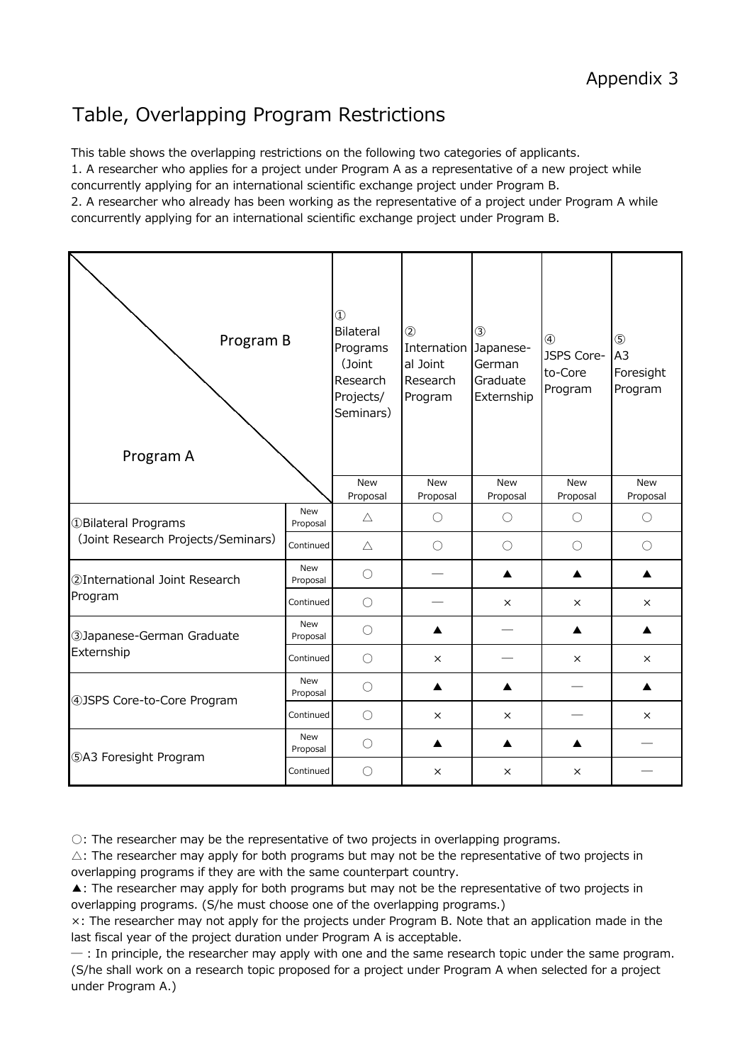Appendix 3

# Table, Overlapping Program Restrictions

This table shows the overlapping restrictions on the following two categories of applicants.
1. A researcher who applies for a project under Program A as a representative of a new project while concurrently applying for an international scientific exchange project under Program B.
2. A researcher who already has been working as the representative of a project under Program A while concurrently applying for an international scientific exchange project under Program B.

| Program A \ Program B | | ① Bilateral Programs (Joint Research Projects/ Seminars) | ② International Joint Research Program | ③ Japanese-German Graduate Externship | ④ JSPS Core-to-Core Program | ⑤ A3 Foresight Program |
|---|---|---|---|---|---|---|
| | | New Proposal | New Proposal | New Proposal | New Proposal | New Proposal |
| ①Bilateral Programs (Joint Research Projects/Seminars) | New Proposal | △ | ○ | ○ | ○ | ○ |
| | Continued | △ | ○ | ○ | ○ | ○ |
| ②International Joint Research Program | New Proposal | ○ | — | ▲ | ▲ | ▲ |
| | Continued | ○ | — | × | × | × |
| ③Japanese-German Graduate Externship | New Proposal | ○ | ▲ | — | ▲ | ▲ |
| | Continued | ○ | × | — | × | × |
| ④JSPS Core-to-Core Program | New Proposal | ○ | ▲ | ▲ | — | ▲ |
| | Continued | ○ | × | × | — | × |
| ⑤A3 Foresight Program | New Proposal | ○ | ▲ | ▲ | ▲ | — |
| | Continued | ○ | × | × | × | — |

○: The researcher may be the representative of two projects in overlapping programs.
△: The researcher may apply for both programs but may not be the representative of two projects in overlapping programs if they are with the same counterpart country.
▲: The researcher may apply for both programs but may not be the representative of two projects in overlapping programs. (S/he must choose one of the overlapping programs.)
×: The researcher may not apply for the projects under Program B. Note that an application made in the last fiscal year of the project duration under Program A is acceptable.
— : In principle, the researcher may apply with one and the same research topic under the same program. (S/he shall work on a research topic proposed for a project under Program A when selected for a project under Program A.)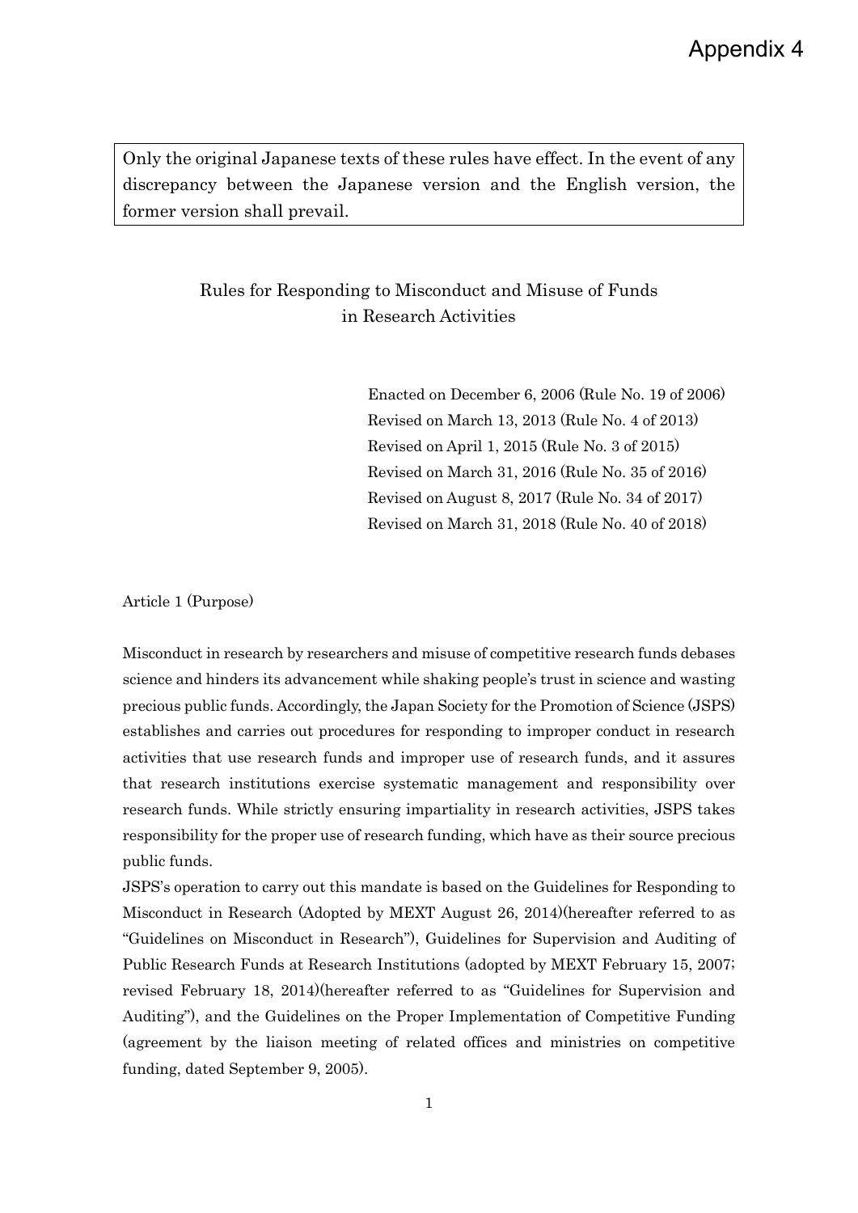Appendix 4

> Only the original Japanese texts of these rules have effect. In the event of any discrepancy between the Japanese version and the English version, the former version shall prevail.

# Rules for Responding to Misconduct and Misuse of Funds in Research Activities

Enacted on December 6, 2006 (Rule No. 19 of 2006)
Revised on March 13, 2013 (Rule No. 4 of 2013)
Revised on April 1, 2015 (Rule No. 3 of 2015)
Revised on March 31, 2016 (Rule No. 35 of 2016)
Revised on August 8, 2017 (Rule No. 34 of 2017)
Revised on March 31, 2018 (Rule No. 40 of 2018)

Article 1 (Purpose)

Misconduct in research by researchers and misuse of competitive research funds debases science and hinders its advancement while shaking people's trust in science and wasting precious public funds. Accordingly, the Japan Society for the Promotion of Science (JSPS) establishes and carries out procedures for responding to improper conduct in research activities that use research funds and improper use of research funds, and it assures that research institutions exercise systematic management and responsibility over research funds. While strictly ensuring impartiality in research activities, JSPS takes responsibility for the proper use of research funding, which have as their source precious public funds.

JSPS's operation to carry out this mandate is based on the Guidelines for Responding to Misconduct in Research (Adopted by MEXT August 26, 2014)(hereafter referred to as "Guidelines on Misconduct in Research"), Guidelines for Supervision and Auditing of Public Research Funds at Research Institutions (adopted by MEXT February 15, 2007; revised February 18, 2014)(hereafter referred to as "Guidelines for Supervision and Auditing"), and the Guidelines on the Proper Implementation of Competitive Funding (agreement by the liaison meeting of related offices and ministries on competitive funding, dated September 9, 2005).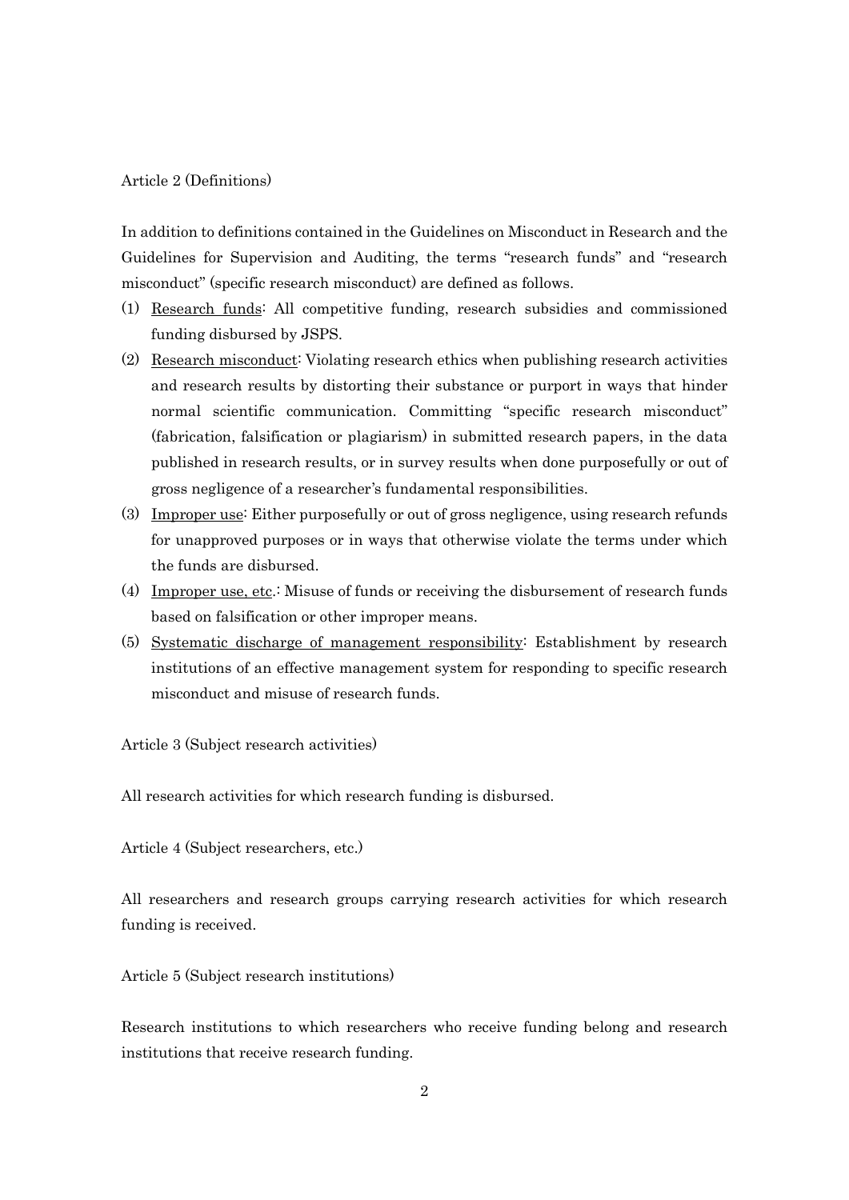Article 2 (Definitions)

In addition to definitions contained in the Guidelines on Misconduct in Research and the Guidelines for Supervision and Auditing, the terms "research funds" and "research misconduct" (specific research misconduct) are defined as follows.

(1) Research funds: All competitive funding, research subsidies and commissioned funding disbursed by JSPS.
(2) Research misconduct: Violating research ethics when publishing research activities and research results by distorting their substance or purport in ways that hinder normal scientific communication. Committing "specific research misconduct" (fabrication, falsification or plagiarism) in submitted research papers, in the data published in research results, or in survey results when done purposefully or out of gross negligence of a researcher's fundamental responsibilities.
(3) Improper use: Either purposefully or out of gross negligence, using research refunds for unapproved purposes or in ways that otherwise violate the terms under which the funds are disbursed.
(4) Improper use, etc.: Misuse of funds or receiving the disbursement of research funds based on falsification or other improper means.
(5) Systematic discharge of management responsibility: Establishment by research institutions of an effective management system for responding to specific research misconduct and misuse of research funds.

Article 3 (Subject research activities)

All research activities for which research funding is disbursed.

Article 4 (Subject researchers, etc.)

All researchers and research groups carrying research activities for which research funding is received.

Article 5 (Subject research institutions)

Research institutions to which researchers who receive funding belong and research institutions that receive research funding.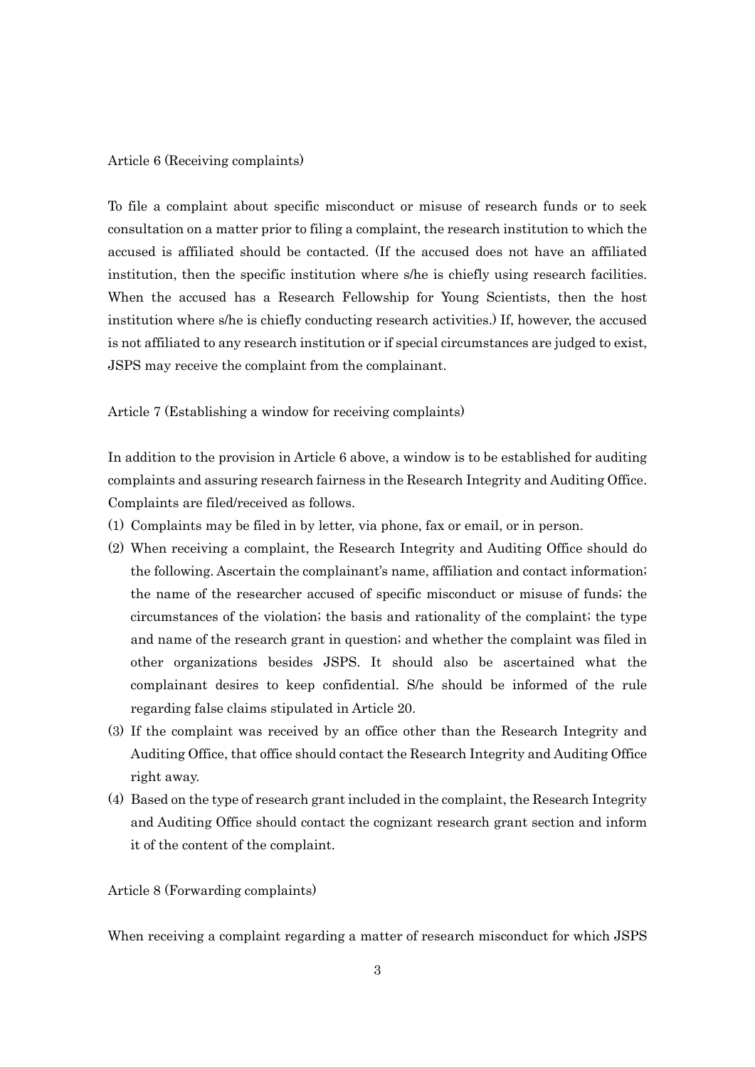Article 6 (Receiving complaints)

To file a complaint about specific misconduct or misuse of research funds or to seek consultation on a matter prior to filing a complaint, the research institution to which the accused is affiliated should be contacted. (If the accused does not have an affiliated institution, then the specific institution where s/he is chiefly using research facilities. When the accused has a Research Fellowship for Young Scientists, then the host institution where s/he is chiefly conducting research activities.) If, however, the accused is not affiliated to any research institution or if special circumstances are judged to exist, JSPS may receive the complaint from the complainant.

Article 7 (Establishing a window for receiving complaints)

In addition to the provision in Article 6 above, a window is to be established for auditing complaints and assuring research fairness in the Research Integrity and Auditing Office. Complaints are filed/received as follows.

(1) Complaints may be filed in by letter, via phone, fax or email, or in person.

(2) When receiving a complaint, the Research Integrity and Auditing Office should do the following. Ascertain the complainant's name, affiliation and contact information; the name of the researcher accused of specific misconduct or misuse of funds; the circumstances of the violation; the basis and rationality of the complaint; the type and name of the research grant in question; and whether the complaint was filed in other organizations besides JSPS. It should also be ascertained what the complainant desires to keep confidential. S/he should be informed of the rule regarding false claims stipulated in Article 20.

(3) If the complaint was received by an office other than the Research Integrity and Auditing Office, that office should contact the Research Integrity and Auditing Office right away.

(4) Based on the type of research grant included in the complaint, the Research Integrity and Auditing Office should contact the cognizant research grant section and inform it of the content of the complaint.

Article 8 (Forwarding complaints)

When receiving a complaint regarding a matter of research misconduct for which JSPS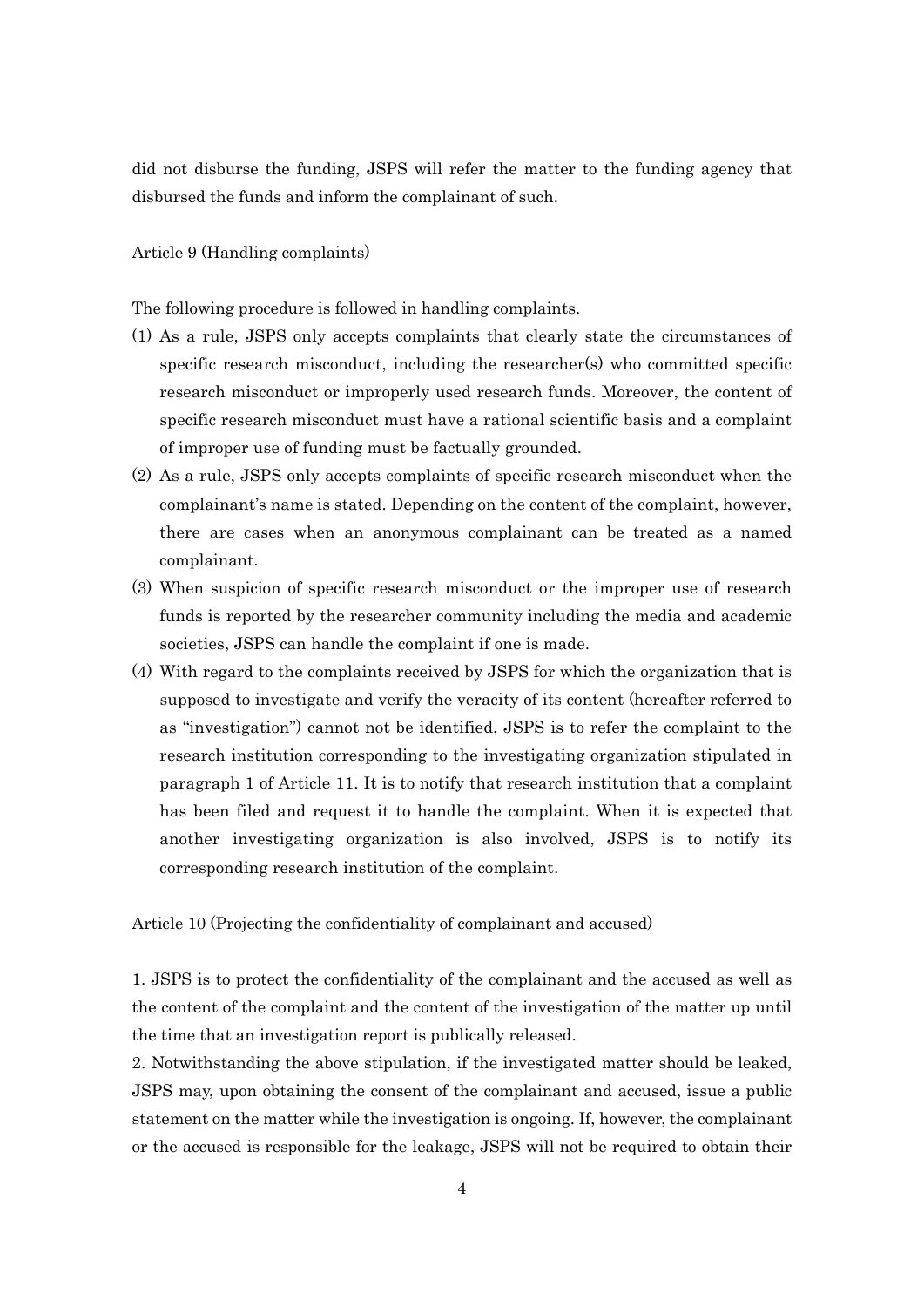did not disburse the funding, JSPS will refer the matter to the funding agency that disbursed the funds and inform the complainant of such.

Article 9 (Handling complaints)

The following procedure is followed in handling complaints.

(1) As a rule, JSPS only accepts complaints that clearly state the circumstances of specific research misconduct, including the researcher(s) who committed specific research misconduct or improperly used research funds. Moreover, the content of specific research misconduct must have a rational scientific basis and a complaint of improper use of funding must be factually grounded.
(2) As a rule, JSPS only accepts complaints of specific research misconduct when the complainant's name is stated. Depending on the content of the complaint, however, there are cases when an anonymous complainant can be treated as a named complainant.
(3) When suspicion of specific research misconduct or the improper use of research funds is reported by the researcher community including the media and academic societies, JSPS can handle the complaint if one is made.
(4) With regard to the complaints received by JSPS for which the organization that is supposed to investigate and verify the veracity of its content (hereafter referred to as "investigation") cannot not be identified, JSPS is to refer the complaint to the research institution corresponding to the investigating organization stipulated in paragraph 1 of Article 11. It is to notify that research institution that a complaint has been filed and request it to handle the complaint. When it is expected that another investigating organization is also involved, JSPS is to notify its corresponding research institution of the complaint.

Article 10 (Projecting the confidentiality of complainant and accused)

1. JSPS is to protect the confidentiality of the complainant and the accused as well as the content of the complaint and the content of the investigation of the matter up until the time that an investigation report is publically released.
2. Notwithstanding the above stipulation, if the investigated matter should be leaked, JSPS may, upon obtaining the consent of the complainant and accused, issue a public statement on the matter while the investigation is ongoing. If, however, the complainant or the accused is responsible for the leakage, JSPS will not be required to obtain their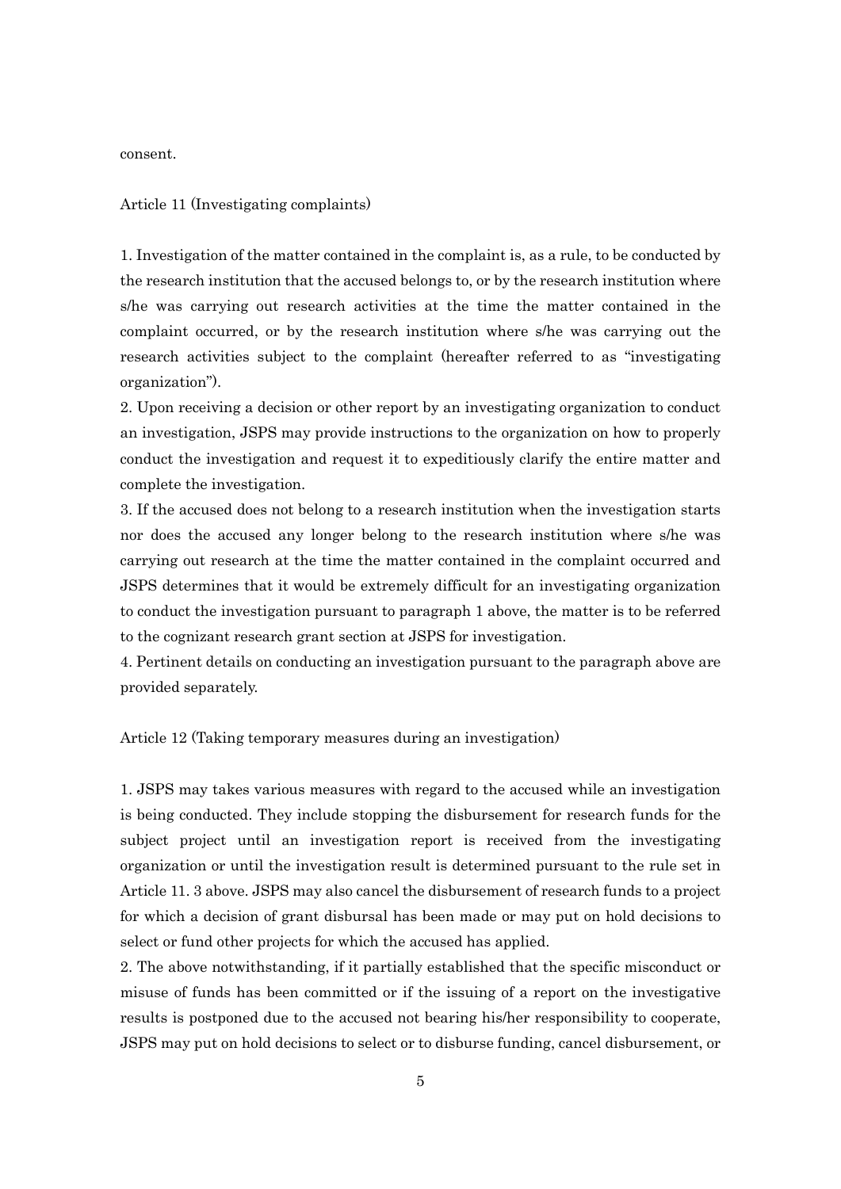consent.

Article 11 (Investigating complaints)

1. Investigation of the matter contained in the complaint is, as a rule, to be conducted by the research institution that the accused belongs to, or by the research institution where s/he was carrying out research activities at the time the matter contained in the complaint occurred, or by the research institution where s/he was carrying out the research activities subject to the complaint (hereafter referred to as "investigating organization").

2. Upon receiving a decision or other report by an investigating organization to conduct an investigation, JSPS may provide instructions to the organization on how to properly conduct the investigation and request it to expeditiously clarify the entire matter and complete the investigation.

3. If the accused does not belong to a research institution when the investigation starts nor does the accused any longer belong to the research institution where s/he was carrying out research at the time the matter contained in the complaint occurred and JSPS determines that it would be extremely difficult for an investigating organization to conduct the investigation pursuant to paragraph 1 above, the matter is to be referred to the cognizant research grant section at JSPS for investigation.

4. Pertinent details on conducting an investigation pursuant to the paragraph above are provided separately.

Article 12 (Taking temporary measures during an investigation)

1. JSPS may takes various measures with regard to the accused while an investigation is being conducted. They include stopping the disbursement for research funds for the subject project until an investigation report is received from the investigating organization or until the investigation result is determined pursuant to the rule set in Article 11. 3 above. JSPS may also cancel the disbursement of research funds to a project for which a decision of grant disbursal has been made or may put on hold decisions to select or fund other projects for which the accused has applied.

2. The above notwithstanding, if it partially established that the specific misconduct or misuse of funds has been committed or if the issuing of a report on the investigative results is postponed due to the accused not bearing his/her responsibility to cooperate, JSPS may put on hold decisions to select or to disburse funding, cancel disbursement, or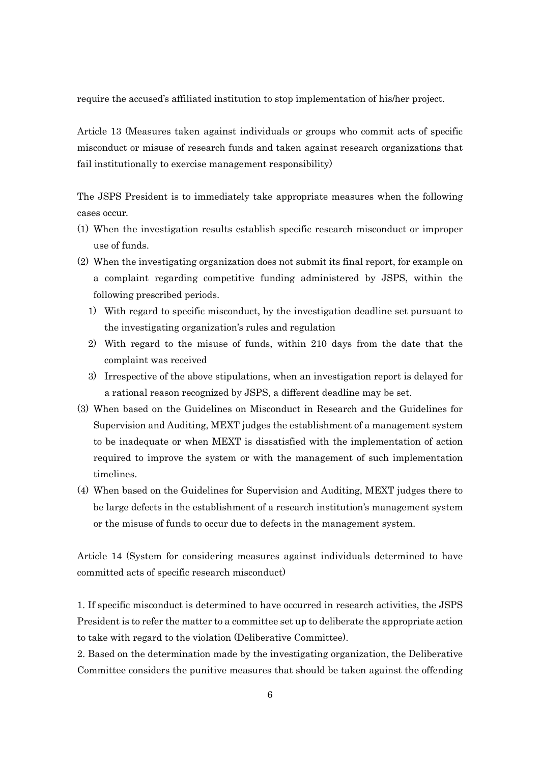require the accused's affiliated institution to stop implementation of his/her project.

Article 13 (Measures taken against individuals or groups who commit acts of specific misconduct or misuse of research funds and taken against research organizations that fail institutionally to exercise management responsibility)

The JSPS President is to immediately take appropriate measures when the following cases occur.

(1) When the investigation results establish specific research misconduct or improper use of funds.
(2) When the investigating organization does not submit its final report, for example on a complaint regarding competitive funding administered by JSPS, within the following prescribed periods.
   1) With regard to specific misconduct, by the investigation deadline set pursuant to the investigating organization's rules and regulation
   2) With regard to the misuse of funds, within 210 days from the date that the complaint was received
   3) Irrespective of the above stipulations, when an investigation report is delayed for a rational reason recognized by JSPS, a different deadline may be set.
(3) When based on the Guidelines on Misconduct in Research and the Guidelines for Supervision and Auditing, MEXT judges the establishment of a management system to be inadequate or when MEXT is dissatisfied with the implementation of action required to improve the system or with the management of such implementation timelines.
(4) When based on the Guidelines for Supervision and Auditing, MEXT judges there to be large defects in the establishment of a research institution's management system or the misuse of funds to occur due to defects in the management system.

Article 14 (System for considering measures against individuals determined to have committed acts of specific research misconduct)

1. If specific misconduct is determined to have occurred in research activities, the JSPS President is to refer the matter to a committee set up to deliberate the appropriate action to take with regard to the violation (Deliberative Committee).
2. Based on the determination made by the investigating organization, the Deliberative Committee considers the punitive measures that should be taken against the offending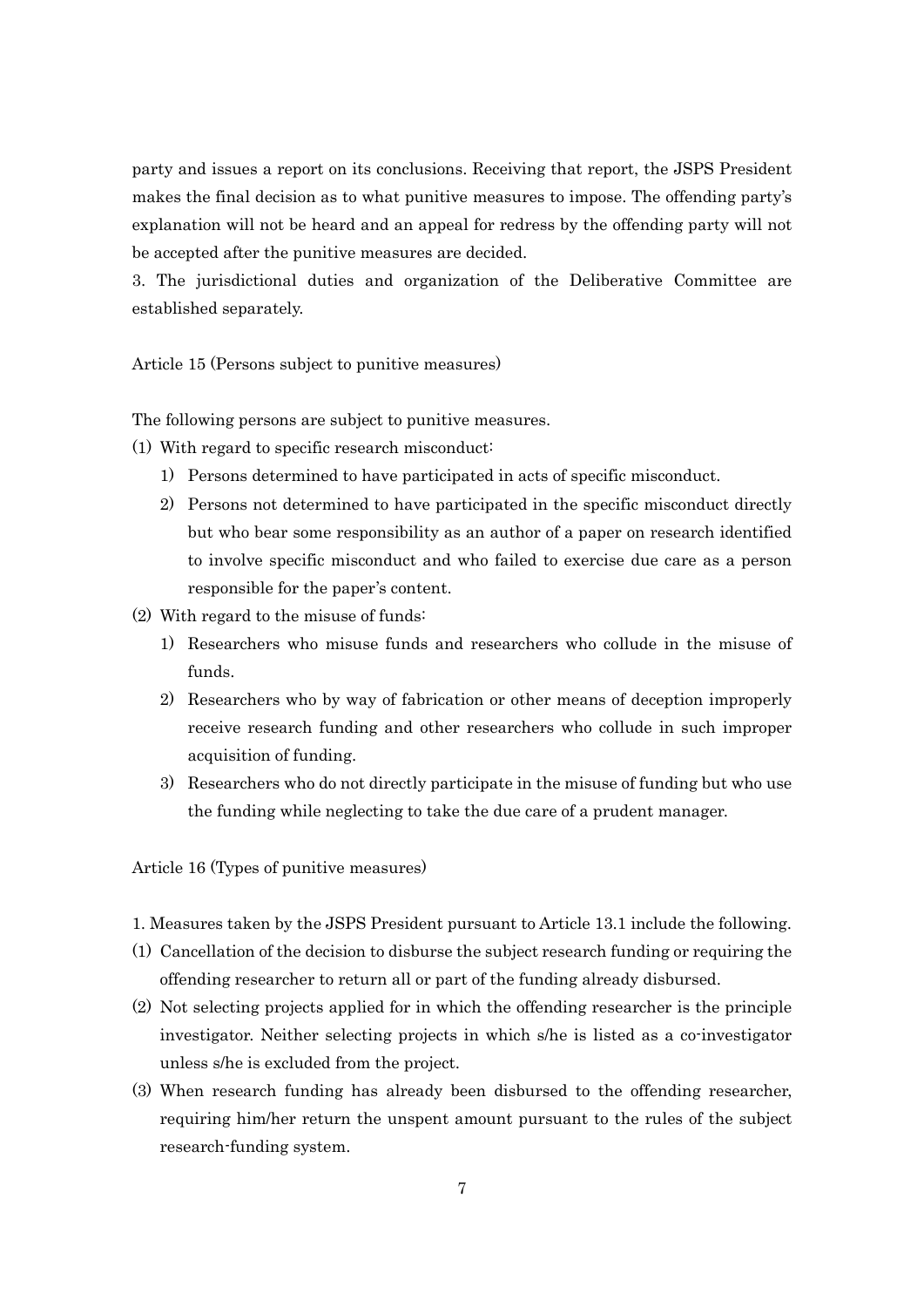party and issues a report on its conclusions. Receiving that report, the JSPS President makes the final decision as to what punitive measures to impose. The offending party's explanation will not be heard and an appeal for redress by the offending party will not be accepted after the punitive measures are decided.

3. The jurisdictional duties and organization of the Deliberative Committee are established separately.

Article 15 (Persons subject to punitive measures)

The following persons are subject to punitive measures.

(1) With regard to specific research misconduct:

1) Persons determined to have participated in acts of specific misconduct.

2) Persons not determined to have participated in the specific misconduct directly but who bear some responsibility as an author of a paper on research identified to involve specific misconduct and who failed to exercise due care as a person responsible for the paper's content.

(2) With regard to the misuse of funds:

1) Researchers who misuse funds and researchers who collude in the misuse of funds.

2) Researchers who by way of fabrication or other means of deception improperly receive research funding and other researchers who collude in such improper acquisition of funding.

3) Researchers who do not directly participate in the misuse of funding but who use the funding while neglecting to take the due care of a prudent manager.

Article 16 (Types of punitive measures)

1. Measures taken by the JSPS President pursuant to Article 13.1 include the following.

(1) Cancellation of the decision to disburse the subject research funding or requiring the offending researcher to return all or part of the funding already disbursed.

(2) Not selecting projects applied for in which the offending researcher is the principle investigator. Neither selecting projects in which s/he is listed as a co-investigator unless s/he is excluded from the project.

(3) When research funding has already been disbursed to the offending researcher, requiring him/her return the unspent amount pursuant to the rules of the subject research-funding system.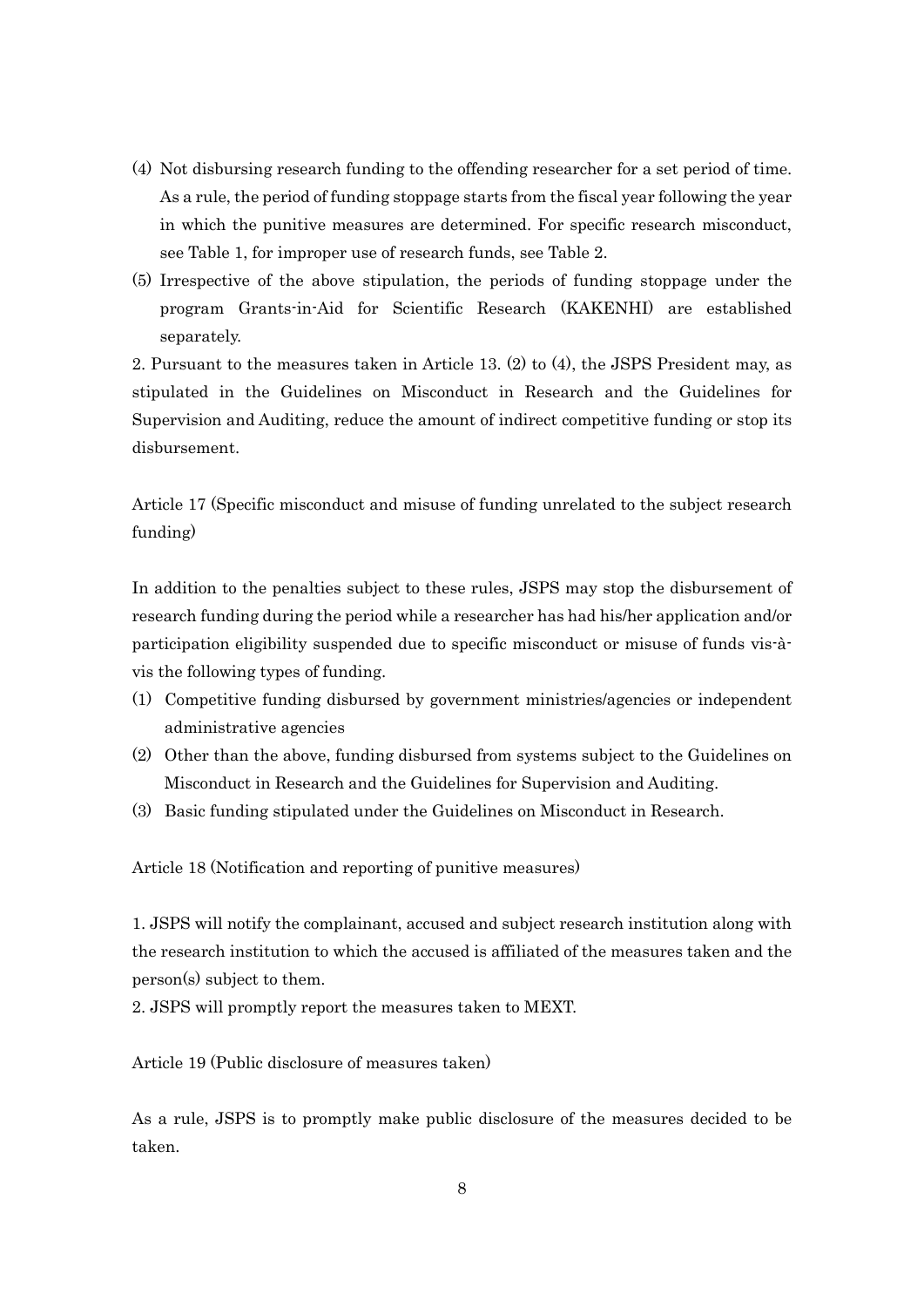(4) Not disbursing research funding to the offending researcher for a set period of time. As a rule, the period of funding stoppage starts from the fiscal year following the year in which the punitive measures are determined. For specific research misconduct, see Table 1, for improper use of research funds, see Table 2.

(5) Irrespective of the above stipulation, the periods of funding stoppage under the program Grants-in-Aid for Scientific Research (KAKENHI) are established separately.

2. Pursuant to the measures taken in Article 13. (2) to (4), the JSPS President may, as stipulated in the Guidelines on Misconduct in Research and the Guidelines for Supervision and Auditing, reduce the amount of indirect competitive funding or stop its disbursement.

Article 17 (Specific misconduct and misuse of funding unrelated to the subject research funding)

In addition to the penalties subject to these rules, JSPS may stop the disbursement of research funding during the period while a researcher has had his/her application and/or participation eligibility suspended due to specific misconduct or misuse of funds vis-à-vis the following types of funding.

(1) Competitive funding disbursed by government ministries/agencies or independent administrative agencies

(2) Other than the above, funding disbursed from systems subject to the Guidelines on Misconduct in Research and the Guidelines for Supervision and Auditing.

(3) Basic funding stipulated under the Guidelines on Misconduct in Research.

Article 18 (Notification and reporting of punitive measures)

1. JSPS will notify the complainant, accused and subject research institution along with the research institution to which the accused is affiliated of the measures taken and the person(s) subject to them.

2. JSPS will promptly report the measures taken to MEXT.

Article 19 (Public disclosure of measures taken)

As a rule, JSPS is to promptly make public disclosure of the measures decided to be taken.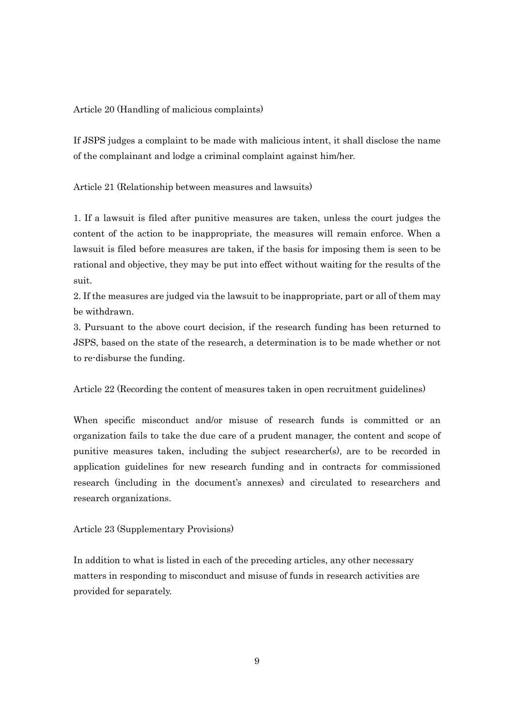Article 20 (Handling of malicious complaints)

If JSPS judges a complaint to be made with malicious intent, it shall disclose the name of the complainant and lodge a criminal complaint against him/her.

Article 21 (Relationship between measures and lawsuits)

1. If a lawsuit is filed after punitive measures are taken, unless the court judges the content of the action to be inappropriate, the measures will remain enforce. When a lawsuit is filed before measures are taken, if the basis for imposing them is seen to be rational and objective, they may be put into effect without waiting for the results of the suit.
2. If the measures are judged via the lawsuit to be inappropriate, part or all of them may be withdrawn.
3. Pursuant to the above court decision, if the research funding has been returned to JSPS, based on the state of the research, a determination is to be made whether or not to re-disburse the funding.

Article 22 (Recording the content of measures taken in open recruitment guidelines)

When specific misconduct and/or misuse of research funds is committed or an organization fails to take the due care of a prudent manager, the content and scope of punitive measures taken, including the subject researcher(s), are to be recorded in application guidelines for new research funding and in contracts for commissioned research (including in the document's annexes) and circulated to researchers and research organizations.

Article 23 (Supplementary Provisions)

In addition to what is listed in each of the preceding articles, any other necessary matters in responding to misconduct and misuse of funds in research activities are provided for separately.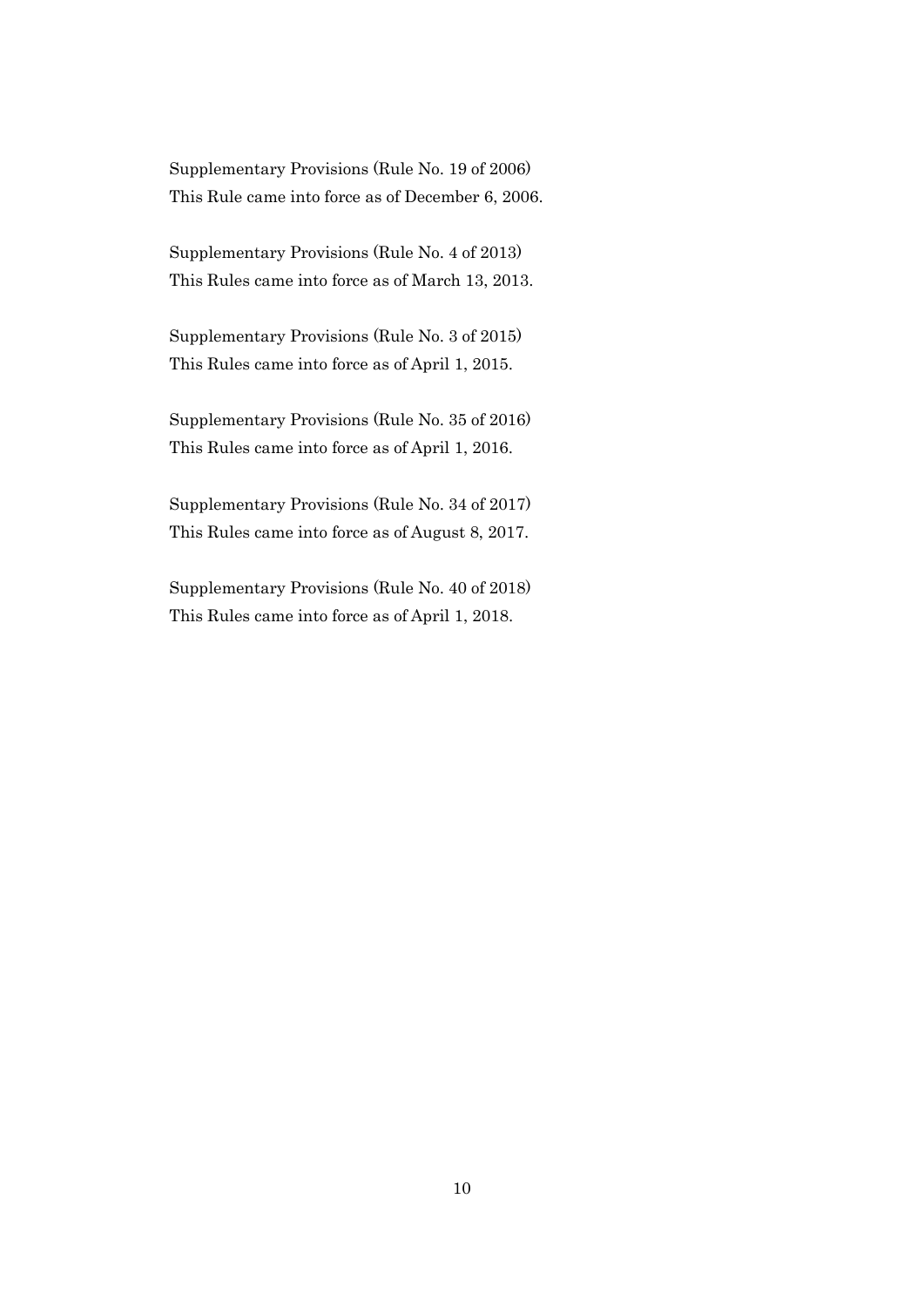Supplementary Provisions (Rule No. 19 of 2006)
This Rule came into force as of December 6, 2006.

Supplementary Provisions (Rule No. 4 of 2013)
This Rules came into force as of March 13, 2013.

Supplementary Provisions (Rule No. 3 of 2015)
This Rules came into force as of April 1, 2015.

Supplementary Provisions (Rule No. 35 of 2016)
This Rules came into force as of April 1, 2016.

Supplementary Provisions (Rule No. 34 of 2017)
This Rules came into force as of August 8, 2017.

Supplementary Provisions (Rule No. 40 of 2018)
This Rules came into force as of April 1, 2018.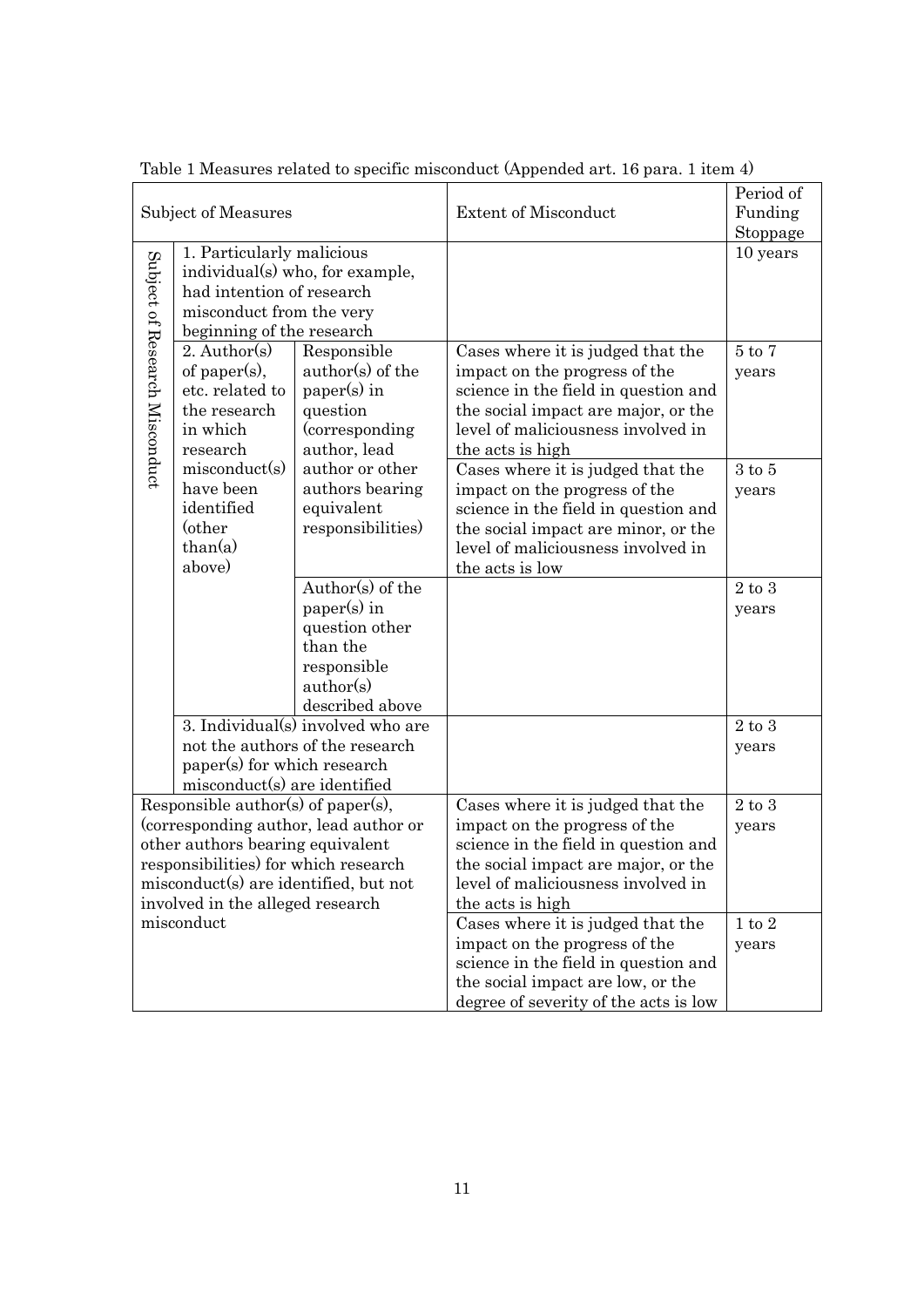Table 1 Measures related to specific misconduct (Appended art. 16 para. 1 item 4)

| Subject of Measures | | | Extent of Misconduct | Period of Funding Stoppage |
|---|---|---|---|---|
| Subject of Research Misconduct | 1. Particularly malicious individual(s) who, for example, had intention of research misconduct from the very beginning of the research | | | 10 years |
| | 2. Author(s) of paper(s), etc. related to the research in which research misconduct(s) have been identified (other than(a) above) | Responsible author(s) of the paper(s) in question (corresponding author, lead author or other authors bearing equivalent responsibilities) | Cases where it is judged that the impact on the progress of the science in the field in question and the social impact are major, or the level of maliciousness involved in the acts is high | 5 to 7 years |
| | | | Cases where it is judged that the impact on the progress of the science in the field in question and the social impact are minor, or the level of maliciousness involved in the acts is low | 3 to 5 years |
| | | Author(s) of the paper(s) in question other than the responsible author(s) described above | | 2 to 3 years |
| | 3. Individual(s) involved who are not the authors of the research paper(s) for which research misconduct(s) are identified | | | 2 to 3 years |
| Responsible author(s) of paper(s), (corresponding author, lead author or other authors bearing equivalent responsibilities) for which research misconduct(s) are identified, but not involved in the alleged research misconduct | | | Cases where it is judged that the impact on the progress of the science in the field in question and the social impact are major, or the level of maliciousness involved in the acts is high | 2 to 3 years |
| | | | Cases where it is judged that the impact on the progress of the science in the field in question and the social impact are low, or the degree of severity of the acts is low | 1 to 2 years |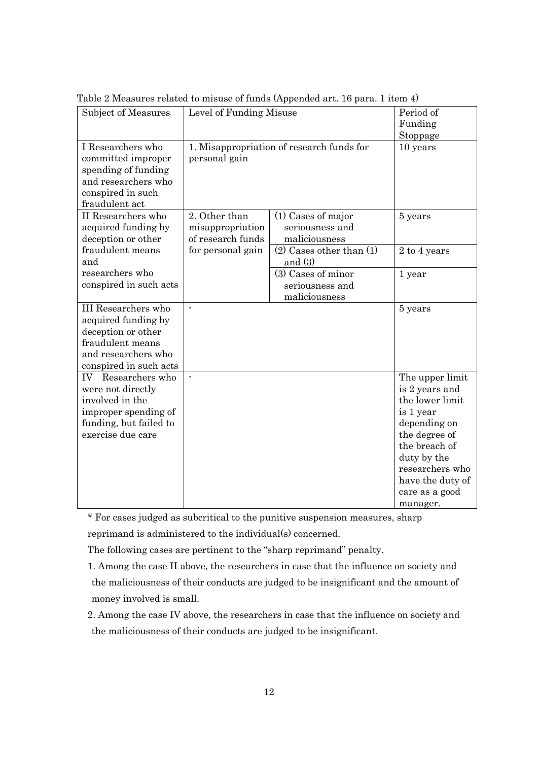Table 2 Measures related to misuse of funds (Appended art. 16 para. 1 item 4)

| Subject of Measures | Level of Funding Misuse | | Period of Funding Stoppage |
|---|---|---|---|
| I Researchers who committed improper spending of funding and researchers who conspired in such fraudulent act | 1. Misappropriation of research funds for personal gain | | 10 years |
| II Researchers who acquired funding by deception or other fraudulent means and researchers who conspired in such acts | 2. Other than misappropriation of research funds for personal gain | (1) Cases of major seriousness and maliciousness | 5 years |
| | | (2) Cases other than (1) and (3) | 2 to 4 years |
| | | (3) Cases of minor seriousness and maliciousness | 1 year |
| III Researchers who acquired funding by deception or other fraudulent means and researchers who conspired in such acts | - | | 5 years |
| IV Researchers who were not directly involved in the improper spending of funding, but failed to exercise due care | - | | The upper limit is 2 years and the lower limit is 1 year depending on the degree of the breach of duty by the researchers who have the duty of care as a good manager. |

* For cases judged as subcritical to the punitive suspension measures, sharp reprimand is administered to the individual(s) concerned.

The following cases are pertinent to the "sharp reprimand" penalty.

1. Among the case II above, the researchers in case that the influence on society and the maliciousness of their conducts are judged to be insignificant and the amount of money involved is small.
2. Among the case IV above, the researchers in case that the influence on society and the maliciousness of their conducts are judged to be insignificant.